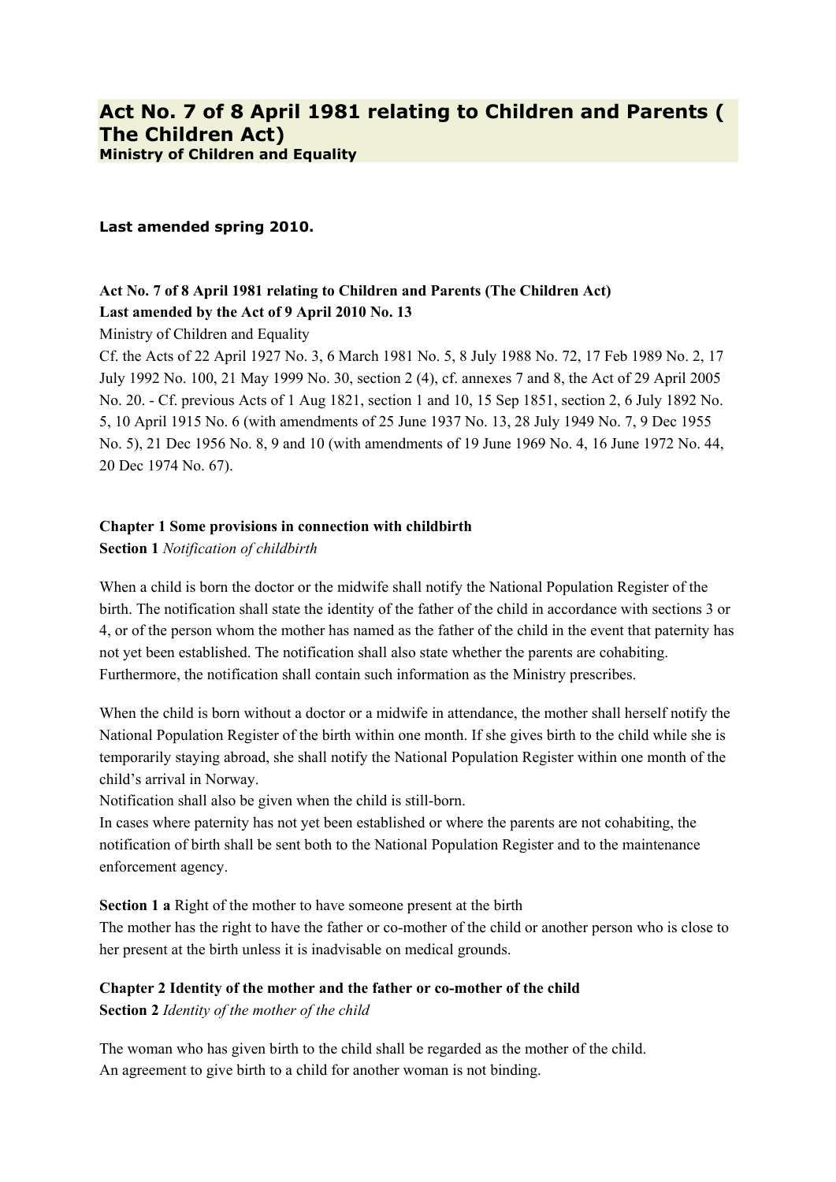# Act No. 7 of 8 April 1981 relating to Children and Parents ( The Children Act)

**Ministry of Children and Equality**

**Last amended spring 2010.**

**Act No. 7 of 8 April 1981 relating to Children and Parents (The Children Act)**
**Last amended by the Act of 9 April 2010 No. 13**
Ministry of Children and Equality
Cf. the Acts of 22 April 1927 No. 3, 6 March 1981 No. 5, 8 July 1988 No. 72, 17 Feb 1989 No. 2, 17 July 1992 No. 100, 21 May 1999 No. 30, section 2 (4), cf. annexes 7 and 8, the Act of 29 April 2005 No. 20. - Cf. previous Acts of 1 Aug 1821, section 1 and 10, 15 Sep 1851, section 2, 6 July 1892 No. 5, 10 April 1915 No. 6 (with amendments of 25 June 1937 No. 13, 28 July 1949 No. 7, 9 Dec 1955 No. 5), 21 Dec 1956 No. 8, 9 and 10 (with amendments of 19 June 1969 No. 4, 16 June 1972 No. 44, 20 Dec 1974 No. 67).

## Chapter 1 Some provisions in connection with childbirth

**Section 1** *Notification of childbirth*

When a child is born the doctor or the midwife shall notify the National Population Register of the birth. The notification shall state the identity of the father of the child in accordance with sections 3 or 4, or of the person whom the mother has named as the father of the child in the event that paternity has not yet been established. The notification shall also state whether the parents are cohabiting. Furthermore, the notification shall contain such information as the Ministry prescribes.

When the child is born without a doctor or a midwife in attendance, the mother shall herself notify the National Population Register of the birth within one month. If she gives birth to the child while she is temporarily staying abroad, she shall notify the National Population Register within one month of the child's arrival in Norway.
Notification shall also be given when the child is still-born.
In cases where paternity has not yet been established or where the parents are not cohabiting, the notification of birth shall be sent both to the National Population Register and to the maintenance enforcement agency.

**Section 1 a** Right of the mother to have someone present at the birth
The mother has the right to have the father or co-mother of the child or another person who is close to her present at the birth unless it is inadvisable on medical grounds.

## Chapter 2 Identity of the mother and the father or co-mother of the child

**Section 2** *Identity of the mother of the child*

The woman who has given birth to the child shall be regarded as the mother of the child.
An agreement to give birth to a child for another woman is not binding.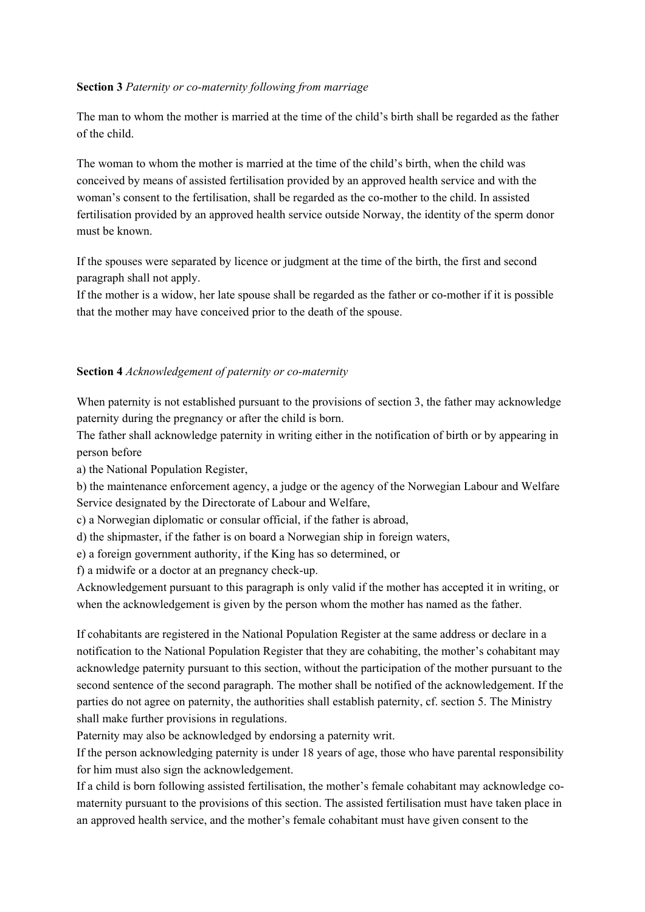**Section 3** *Paternity or co-maternity following from marriage*

The man to whom the mother is married at the time of the child's birth shall be regarded as the father of the child.

The woman to whom the mother is married at the time of the child's birth, when the child was conceived by means of assisted fertilisation provided by an approved health service and with the woman's consent to the fertilisation, shall be regarded as the co-mother to the child. In assisted fertilisation provided by an approved health service outside Norway, the identity of the sperm donor must be known.

If the spouses were separated by licence or judgment at the time of the birth, the first and second paragraph shall not apply.
If the mother is a widow, her late spouse shall be regarded as the father or co-mother if it is possible that the mother may have conceived prior to the death of the spouse.

**Section 4** *Acknowledgement of paternity or co-maternity*

When paternity is not established pursuant to the provisions of section 3, the father may acknowledge paternity during the pregnancy or after the child is born.
The father shall acknowledge paternity in writing either in the notification of birth or by appearing in person before
a) the National Population Register,
b) the maintenance enforcement agency, a judge or the agency of the Norwegian Labour and Welfare Service designated by the Directorate of Labour and Welfare,
c) a Norwegian diplomatic or consular official, if the father is abroad,
d) the shipmaster, if the father is on board a Norwegian ship in foreign waters,
e) a foreign government authority, if the King has so determined, or
f) a midwife or a doctor at an pregnancy check-up.
Acknowledgement pursuant to this paragraph is only valid if the mother has accepted it in writing, or when the acknowledgement is given by the person whom the mother has named as the father.

If cohabitants are registered in the National Population Register at the same address or declare in a notification to the National Population Register that they are cohabiting, the mother's cohabitant may acknowledge paternity pursuant to this section, without the participation of the mother pursuant to the second sentence of the second paragraph. The mother shall be notified of the acknowledgement. If the parties do not agree on paternity, the authorities shall establish paternity, cf. section 5. The Ministry shall make further provisions in regulations.
Paternity may also be acknowledged by endorsing a paternity writ.
If the person acknowledging paternity is under 18 years of age, those who have parental responsibility for him must also sign the acknowledgement.
If a child is born following assisted fertilisation, the mother's female cohabitant may acknowledge co-maternity pursuant to the provisions of this section. The assisted fertilisation must have taken place in an approved health service, and the mother's female cohabitant must have given consent to the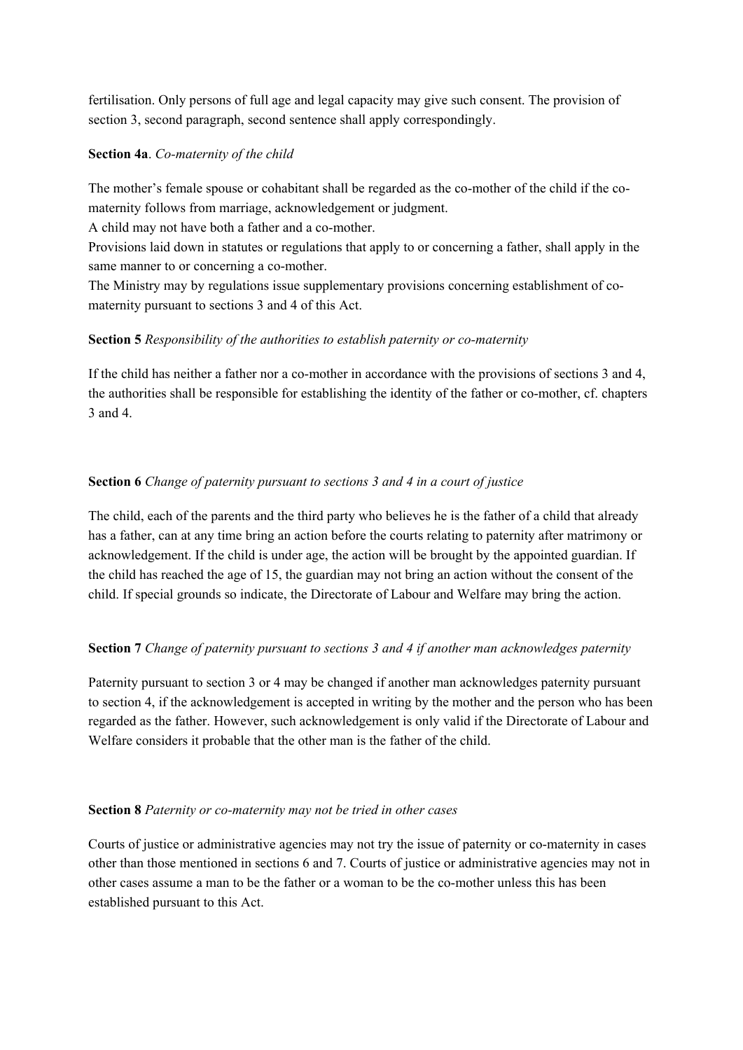fertilisation. Only persons of full age and legal capacity may give such consent. The provision of section 3, second paragraph, second sentence shall apply correspondingly.

**Section 4a**. *Co-maternity of the child*

The mother's female spouse or cohabitant shall be regarded as the co-mother of the child if the co-maternity follows from marriage, acknowledgement or judgment.
A child may not have both a father and a co-mother.
Provisions laid down in statutes or regulations that apply to or concerning a father, shall apply in the same manner to or concerning a co-mother.
The Ministry may by regulations issue supplementary provisions concerning establishment of co-maternity pursuant to sections 3 and 4 of this Act.

**Section 5** *Responsibility of the authorities to establish paternity or co-maternity*

If the child has neither a father nor a co-mother in accordance with the provisions of sections 3 and 4, the authorities shall be responsible for establishing the identity of the father or co-mother, cf. chapters 3 and 4.

**Section 6** *Change of paternity pursuant to sections 3 and 4 in a court of justice*

The child, each of the parents and the third party who believes he is the father of a child that already has a father, can at any time bring an action before the courts relating to paternity after matrimony or acknowledgement. If the child is under age, the action will be brought by the appointed guardian. If the child has reached the age of 15, the guardian may not bring an action without the consent of the child. If special grounds so indicate, the Directorate of Labour and Welfare may bring the action.

**Section 7** *Change of paternity pursuant to sections 3 and 4 if another man acknowledges paternity*

Paternity pursuant to section 3 or 4 may be changed if another man acknowledges paternity pursuant to section 4, if the acknowledgement is accepted in writing by the mother and the person who has been regarded as the father. However, such acknowledgement is only valid if the Directorate of Labour and Welfare considers it probable that the other man is the father of the child.

**Section 8** *Paternity or co-maternity may not be tried in other cases*

Courts of justice or administrative agencies may not try the issue of paternity or co-maternity in cases other than those mentioned in sections 6 and 7. Courts of justice or administrative agencies may not in other cases assume a man to be the father or a woman to be the co-mother unless this has been established pursuant to this Act.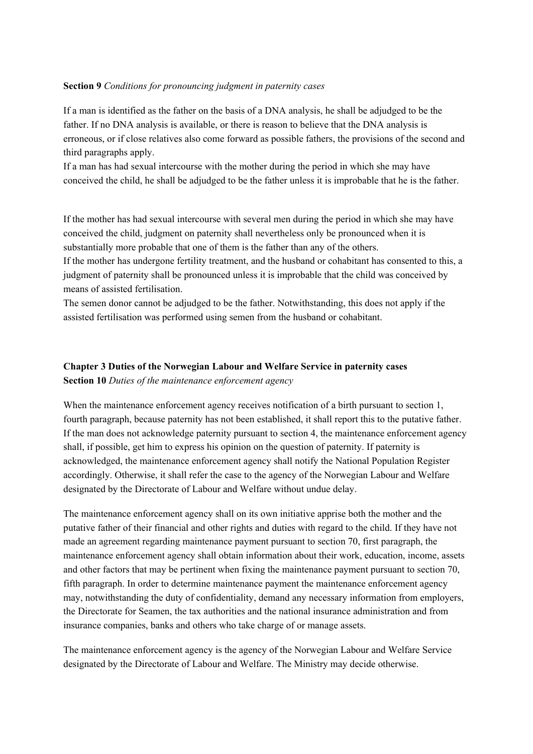**Section 9** *Conditions for pronouncing judgment in paternity cases*

If a man is identified as the father on the basis of a DNA analysis, he shall be adjudged to be the father. If no DNA analysis is available, or there is reason to believe that the DNA analysis is erroneous, or if close relatives also come forward as possible fathers, the provisions of the second and third paragraphs apply.
If a man has had sexual intercourse with the mother during the period in which she may have conceived the child, he shall be adjudged to be the father unless it is improbable that he is the father.

If the mother has had sexual intercourse with several men during the period in which she may have conceived the child, judgment on paternity shall nevertheless only be pronounced when it is substantially more probable that one of them is the father than any of the others.
If the mother has undergone fertility treatment, and the husband or cohabitant has consented to this, a judgment of paternity shall be pronounced unless it is improbable that the child was conceived by means of assisted fertilisation.
The semen donor cannot be adjudged to be the father. Notwithstanding, this does not apply if the assisted fertilisation was performed using semen from the husband or cohabitant.

## Chapter 3 Duties of the Norwegian Labour and Welfare Service in paternity cases

**Section 10** *Duties of the maintenance enforcement agency*

When the maintenance enforcement agency receives notification of a birth pursuant to section 1, fourth paragraph, because paternity has not been established, it shall report this to the putative father. If the man does not acknowledge paternity pursuant to section 4, the maintenance enforcement agency shall, if possible, get him to express his opinion on the question of paternity. If paternity is acknowledged, the maintenance enforcement agency shall notify the National Population Register accordingly. Otherwise, it shall refer the case to the agency of the Norwegian Labour and Welfare designated by the Directorate of Labour and Welfare without undue delay.

The maintenance enforcement agency shall on its own initiative apprise both the mother and the putative father of their financial and other rights and duties with regard to the child. If they have not made an agreement regarding maintenance payment pursuant to section 70, first paragraph, the maintenance enforcement agency shall obtain information about their work, education, income, assets and other factors that may be pertinent when fixing the maintenance payment pursuant to section 70, fifth paragraph. In order to determine maintenance payment the maintenance enforcement agency may, notwithstanding the duty of confidentiality, demand any necessary information from employers, the Directorate for Seamen, the tax authorities and the national insurance administration and from insurance companies, banks and others who take charge of or manage assets.

The maintenance enforcement agency is the agency of the Norwegian Labour and Welfare Service designated by the Directorate of Labour and Welfare. The Ministry may decide otherwise.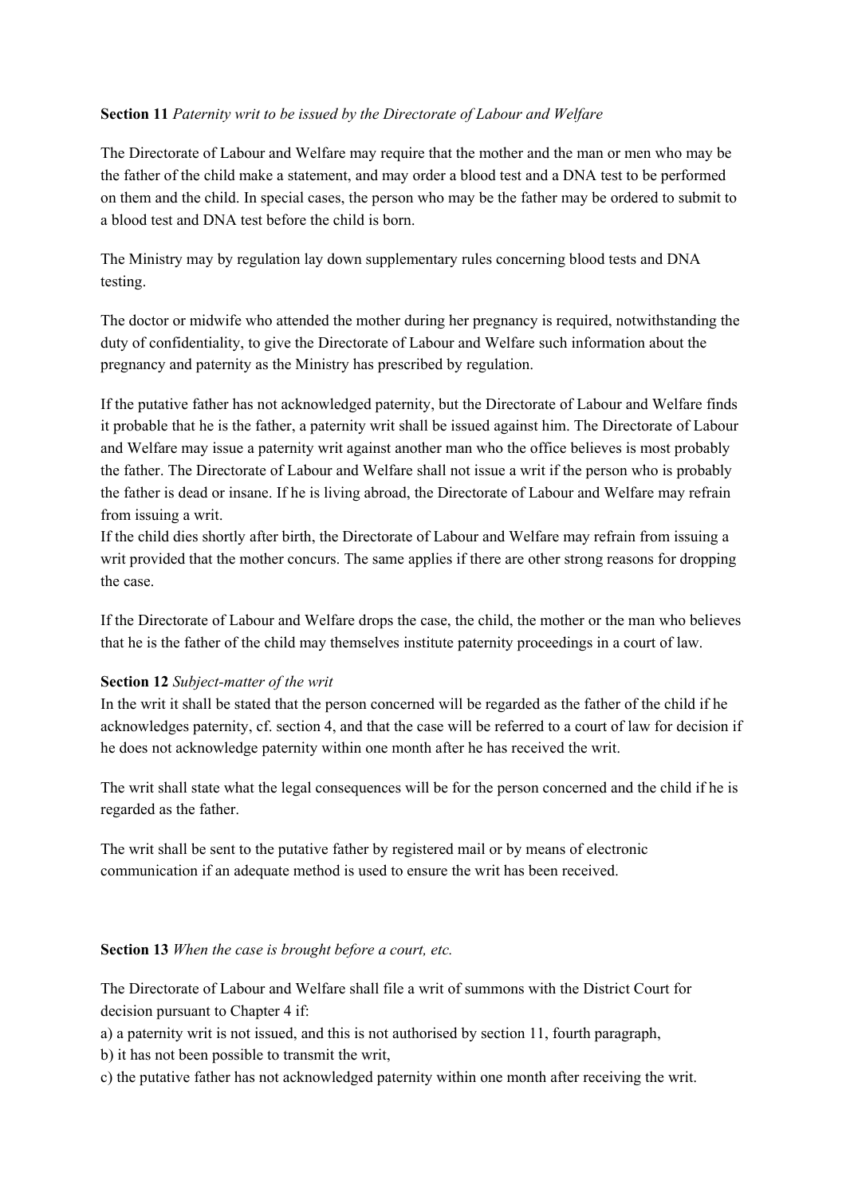**Section 11** *Paternity writ to be issued by the Directorate of Labour and Welfare*

The Directorate of Labour and Welfare may require that the mother and the man or men who may be the father of the child make a statement, and may order a blood test and a DNA test to be performed on them and the child. In special cases, the person who may be the father may be ordered to submit to a blood test and DNA test before the child is born.

The Ministry may by regulation lay down supplementary rules concerning blood tests and DNA testing.

The doctor or midwife who attended the mother during her pregnancy is required, notwithstanding the duty of confidentiality, to give the Directorate of Labour and Welfare such information about the pregnancy and paternity as the Ministry has prescribed by regulation.

If the putative father has not acknowledged paternity, but the Directorate of Labour and Welfare finds it probable that he is the father, a paternity writ shall be issued against him. The Directorate of Labour and Welfare may issue a paternity writ against another man who the office believes is most probably the father. The Directorate of Labour and Welfare shall not issue a writ if the person who is probably the father is dead or insane. If he is living abroad, the Directorate of Labour and Welfare may refrain from issuing a writ.
If the child dies shortly after birth, the Directorate of Labour and Welfare may refrain from issuing a writ provided that the mother concurs. The same applies if there are other strong reasons for dropping the case.

If the Directorate of Labour and Welfare drops the case, the child, the mother or the man who believes that he is the father of the child may themselves institute paternity proceedings in a court of law.

**Section 12** *Subject-matter of the writ*
In the writ it shall be stated that the person concerned will be regarded as the father of the child if he acknowledges paternity, cf. section 4, and that the case will be referred to a court of law for decision if he does not acknowledge paternity within one month after he has received the writ.

The writ shall state what the legal consequences will be for the person concerned and the child if he is regarded as the father.

The writ shall be sent to the putative father by registered mail or by means of electronic communication if an adequate method is used to ensure the writ has been received.

**Section 13** *When the case is brought before a court, etc.*

The Directorate of Labour and Welfare shall file a writ of summons with the District Court for decision pursuant to Chapter 4 if:
a) a paternity writ is not issued, and this is not authorised by section 11, fourth paragraph,
b) it has not been possible to transmit the writ,
c) the putative father has not acknowledged paternity within one month after receiving the writ.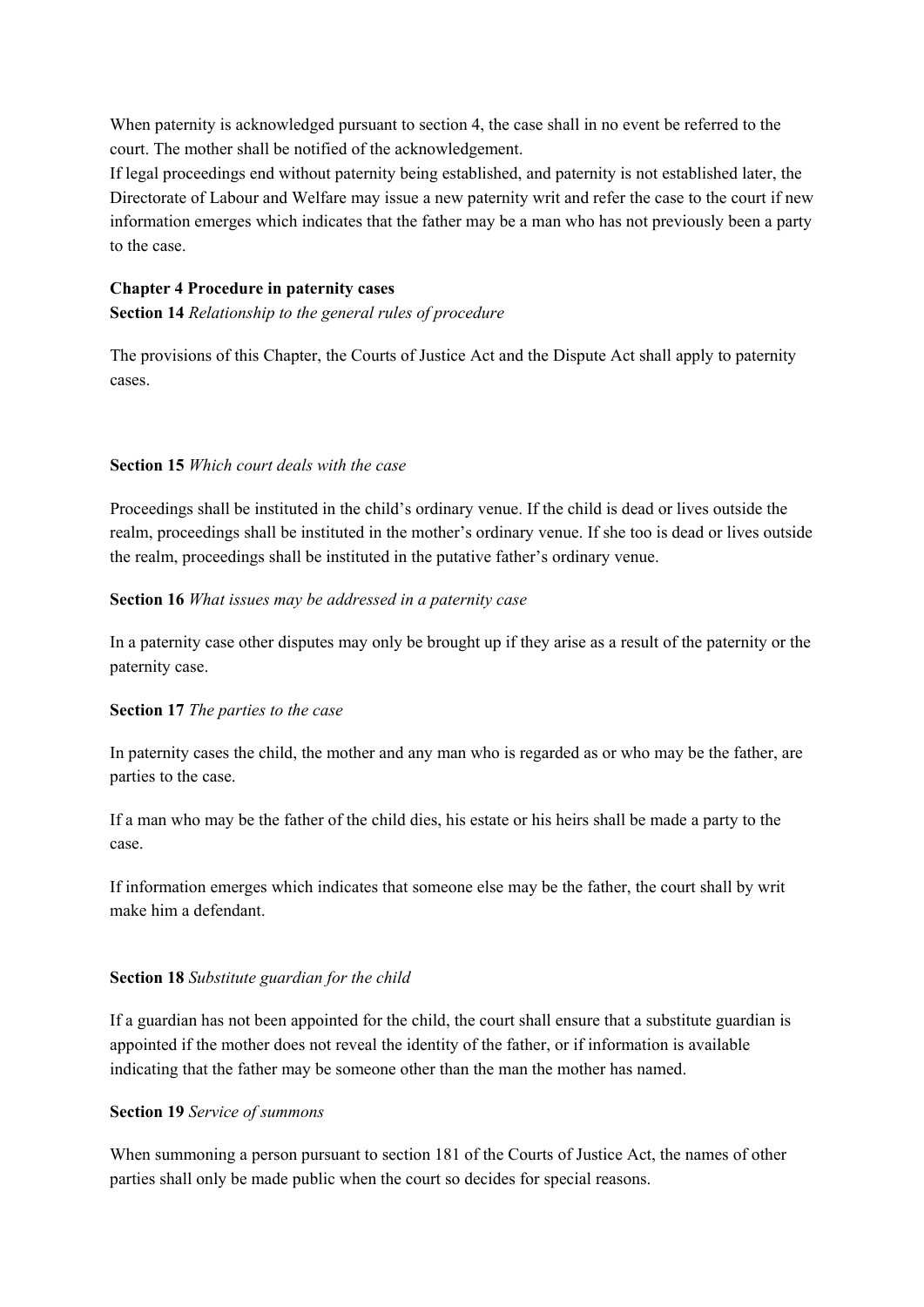When paternity is acknowledged pursuant to section 4, the case shall in no event be referred to the court. The mother shall be notified of the acknowledgement.
If legal proceedings end without paternity being established, and paternity is not established later, the Directorate of Labour and Welfare may issue a new paternity writ and refer the case to the court if new information emerges which indicates that the father may be a man who has not previously been a party to the case.

**Chapter 4 Procedure in paternity cases**
**Section 14** *Relationship to the general rules of procedure*

The provisions of this Chapter, the Courts of Justice Act and the Dispute Act shall apply to paternity cases.

**Section 15** *Which court deals with the case*

Proceedings shall be instituted in the child's ordinary venue. If the child is dead or lives outside the realm, proceedings shall be instituted in the mother's ordinary venue. If she too is dead or lives outside the realm, proceedings shall be instituted in the putative father's ordinary venue.

**Section 16** *What issues may be addressed in a paternity case*

In a paternity case other disputes may only be brought up if they arise as a result of the paternity or the paternity case.

**Section 17** *The parties to the case*

In paternity cases the child, the mother and any man who is regarded as or who may be the father, are parties to the case.

If a man who may be the father of the child dies, his estate or his heirs shall be made a party to the case.

If information emerges which indicates that someone else may be the father, the court shall by writ make him a defendant.

**Section 18** *Substitute guardian for the child*

If a guardian has not been appointed for the child, the court shall ensure that a substitute guardian is appointed if the mother does not reveal the identity of the father, or if information is available indicating that the father may be someone other than the man the mother has named.

**Section 19** *Service of summons*

When summoning a person pursuant to section 181 of the Courts of Justice Act, the names of other parties shall only be made public when the court so decides for special reasons.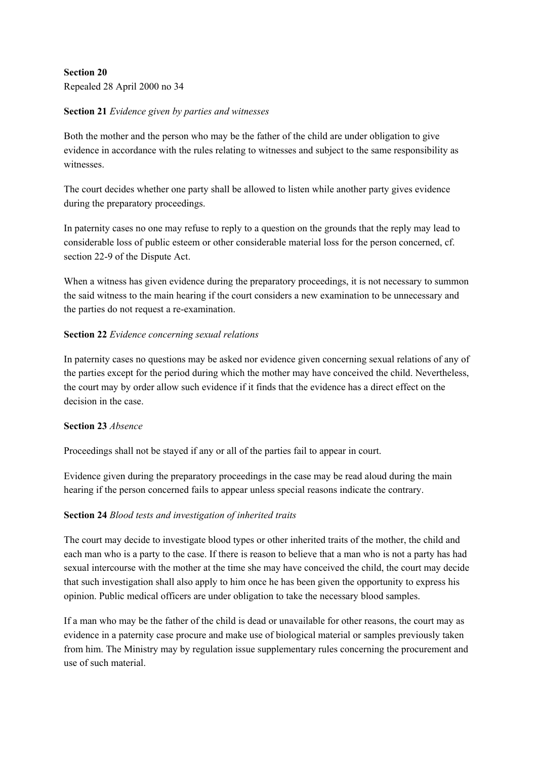**Section 20**
Repealed 28 April 2000 no 34

**Section 21** *Evidence given by parties and witnesses*

Both the mother and the person who may be the father of the child are under obligation to give evidence in accordance with the rules relating to witnesses and subject to the same responsibility as witnesses.

The court decides whether one party shall be allowed to listen while another party gives evidence during the preparatory proceedings.

In paternity cases no one may refuse to reply to a question on the grounds that the reply may lead to considerable loss of public esteem or other considerable material loss for the person concerned, cf. section 22-9 of the Dispute Act.

When a witness has given evidence during the preparatory proceedings, it is not necessary to summon the said witness to the main hearing if the court considers a new examination to be unnecessary and the parties do not request a re-examination.

**Section 22** *Evidence concerning sexual relations*

In paternity cases no questions may be asked nor evidence given concerning sexual relations of any of the parties except for the period during which the mother may have conceived the child. Nevertheless, the court may by order allow such evidence if it finds that the evidence has a direct effect on the decision in the case.

**Section 23** *Absence*

Proceedings shall not be stayed if any or all of the parties fail to appear in court.

Evidence given during the preparatory proceedings in the case may be read aloud during the main hearing if the person concerned fails to appear unless special reasons indicate the contrary.

**Section 24** *Blood tests and investigation of inherited traits*

The court may decide to investigate blood types or other inherited traits of the mother, the child and each man who is a party to the case. If there is reason to believe that a man who is not a party has had sexual intercourse with the mother at the time she may have conceived the child, the court may decide that such investigation shall also apply to him once he has been given the opportunity to express his opinion. Public medical officers are under obligation to take the necessary blood samples.

If a man who may be the father of the child is dead or unavailable for other reasons, the court may as evidence in a paternity case procure and make use of biological material or samples previously taken from him. The Ministry may by regulation issue supplementary rules concerning the procurement and use of such material.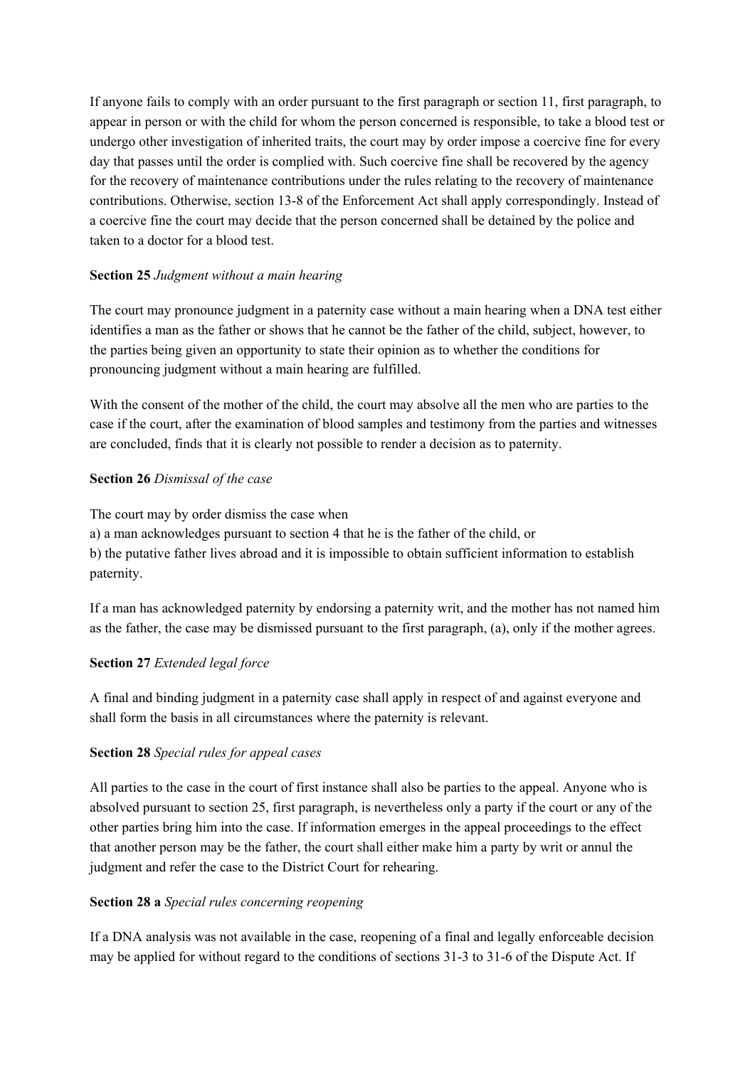If anyone fails to comply with an order pursuant to the first paragraph or section 11, first paragraph, to appear in person or with the child for whom the person concerned is responsible, to take a blood test or undergo other investigation of inherited traits, the court may by order impose a coercive fine for every day that passes until the order is complied with. Such coercive fine shall be recovered by the agency for the recovery of maintenance contributions under the rules relating to the recovery of maintenance contributions. Otherwise, section 13-8 of the Enforcement Act shall apply correspondingly. Instead of a coercive fine the court may decide that the person concerned shall be detained by the police and taken to a doctor for a blood test.

**Section 25** *Judgment without a main hearing*

The court may pronounce judgment in a paternity case without a main hearing when a DNA test either identifies a man as the father or shows that he cannot be the father of the child, subject, however, to the parties being given an opportunity to state their opinion as to whether the conditions for pronouncing judgment without a main hearing are fulfilled.

With the consent of the mother of the child, the court may absolve all the men who are parties to the case if the court, after the examination of blood samples and testimony from the parties and witnesses are concluded, finds that it is clearly not possible to render a decision as to paternity.

**Section 26** *Dismissal of the case*

The court may by order dismiss the case when  
a) a man acknowledges pursuant to section 4 that he is the father of the child, or  
b) the putative father lives abroad and it is impossible to obtain sufficient information to establish paternity.

If a man has acknowledged paternity by endorsing a paternity writ, and the mother has not named him as the father, the case may be dismissed pursuant to the first paragraph, (a), only if the mother agrees.

**Section 27** *Extended legal force*

A final and binding judgment in a paternity case shall apply in respect of and against everyone and shall form the basis in all circumstances where the paternity is relevant.

**Section 28** *Special rules for appeal cases*

All parties to the case in the court of first instance shall also be parties to the appeal. Anyone who is absolved pursuant to section 25, first paragraph, is nevertheless only a party if the court or any of the other parties bring him into the case. If information emerges in the appeal proceedings to the effect that another person may be the father, the court shall either make him a party by writ or annul the judgment and refer the case to the District Court for rehearing.

**Section 28 a** *Special rules concerning reopening*

If a DNA analysis was not available in the case, reopening of a final and legally enforceable decision may be applied for without regard to the conditions of sections 31-3 to 31-6 of the Dispute Act. If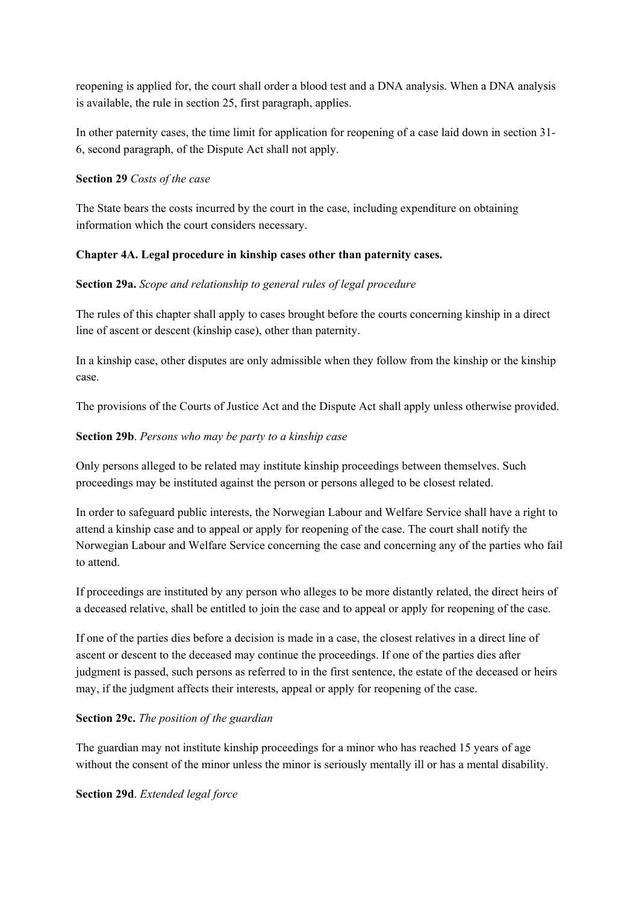reopening is applied for, the court shall order a blood test and a DNA analysis. When a DNA analysis is available, the rule in section 25, first paragraph, applies.

In other paternity cases, the time limit for application for reopening of a case laid down in section 31-6, second paragraph, of the Dispute Act shall not apply.

**Section 29** *Costs of the case*

The State bears the costs incurred by the court in the case, including expenditure on obtaining information which the court considers necessary.

**Chapter 4A. Legal procedure in kinship cases other than paternity cases.**

**Section 29a.** *Scope and relationship to general rules of legal procedure*

The rules of this chapter shall apply to cases brought before the courts concerning kinship in a direct line of ascent or descent (kinship case), other than paternity.

In a kinship case, other disputes are only admissible when they follow from the kinship or the kinship case.

The provisions of the Courts of Justice Act and the Dispute Act shall apply unless otherwise provided.

**Section 29b**. *Persons who may be party to a kinship case*

Only persons alleged to be related may institute kinship proceedings between themselves. Such proceedings may be instituted against the person or persons alleged to be closest related.

In order to safeguard public interests, the Norwegian Labour and Welfare Service shall have a right to attend a kinship case and to appeal or apply for reopening of the case. The court shall notify the Norwegian Labour and Welfare Service concerning the case and concerning any of the parties who fail to attend.

If proceedings are instituted by any person who alleges to be more distantly related, the direct heirs of a deceased relative, shall be entitled to join the case and to appeal or apply for reopening of the case.

If one of the parties dies before a decision is made in a case, the closest relatives in a direct line of ascent or descent to the deceased may continue the proceedings. If one of the parties dies after judgment is passed, such persons as referred to in the first sentence, the estate of the deceased or heirs may, if the judgment affects their interests, appeal or apply for reopening of the case.

**Section 29c.** *The position of the guardian*

The guardian may not institute kinship proceedings for a minor who has reached 15 years of age without the consent of the minor unless the minor is seriously mentally ill or has a mental disability.

**Section 29d**. *Extended legal force*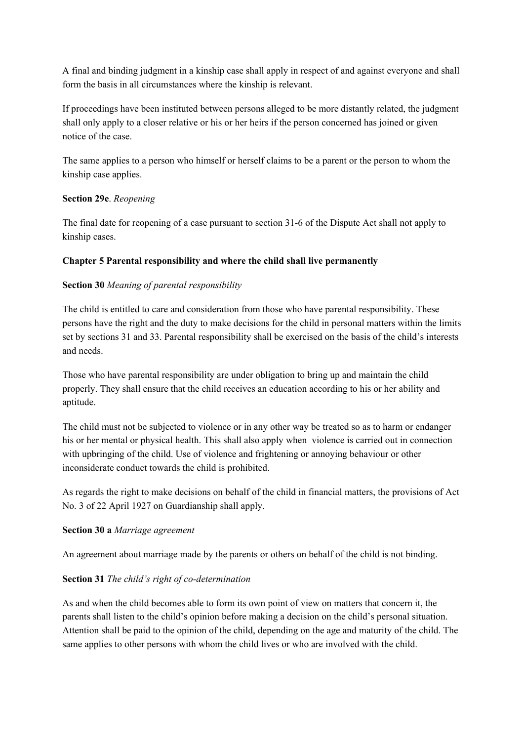A final and binding judgment in a kinship case shall apply in respect of and against everyone and shall form the basis in all circumstances where the kinship is relevant.

If proceedings have been instituted between persons alleged to be more distantly related, the judgment shall only apply to a closer relative or his or her heirs if the person concerned has joined or given notice of the case.

The same applies to a person who himself or herself claims to be a parent or the person to whom the kinship case applies.

**Section 29e**. *Reopening*

The final date for reopening of a case pursuant to section 31-6 of the Dispute Act shall not apply to kinship cases.

**Chapter 5 Parental responsibility and where the child shall live permanently**

**Section 30** *Meaning of parental responsibility*

The child is entitled to care and consideration from those who have parental responsibility. These persons have the right and the duty to make decisions for the child in personal matters within the limits set by sections 31 and 33. Parental responsibility shall be exercised on the basis of the child's interests and needs.

Those who have parental responsibility are under obligation to bring up and maintain the child properly. They shall ensure that the child receives an education according to his or her ability and aptitude.

The child must not be subjected to violence or in any other way be treated so as to harm or endanger his or her mental or physical health. This shall also apply when violence is carried out in connection with upbringing of the child. Use of violence and frightening or annoying behaviour or other inconsiderate conduct towards the child is prohibited.

As regards the right to make decisions on behalf of the child in financial matters, the provisions of Act No. 3 of 22 April 1927 on Guardianship shall apply.

**Section 30 a** *Marriage agreement*

An agreement about marriage made by the parents or others on behalf of the child is not binding.

**Section 31** *The child's right of co-determination*

As and when the child becomes able to form its own point of view on matters that concern it, the parents shall listen to the child's opinion before making a decision on the child's personal situation. Attention shall be paid to the opinion of the child, depending on the age and maturity of the child. The same applies to other persons with whom the child lives or who are involved with the child.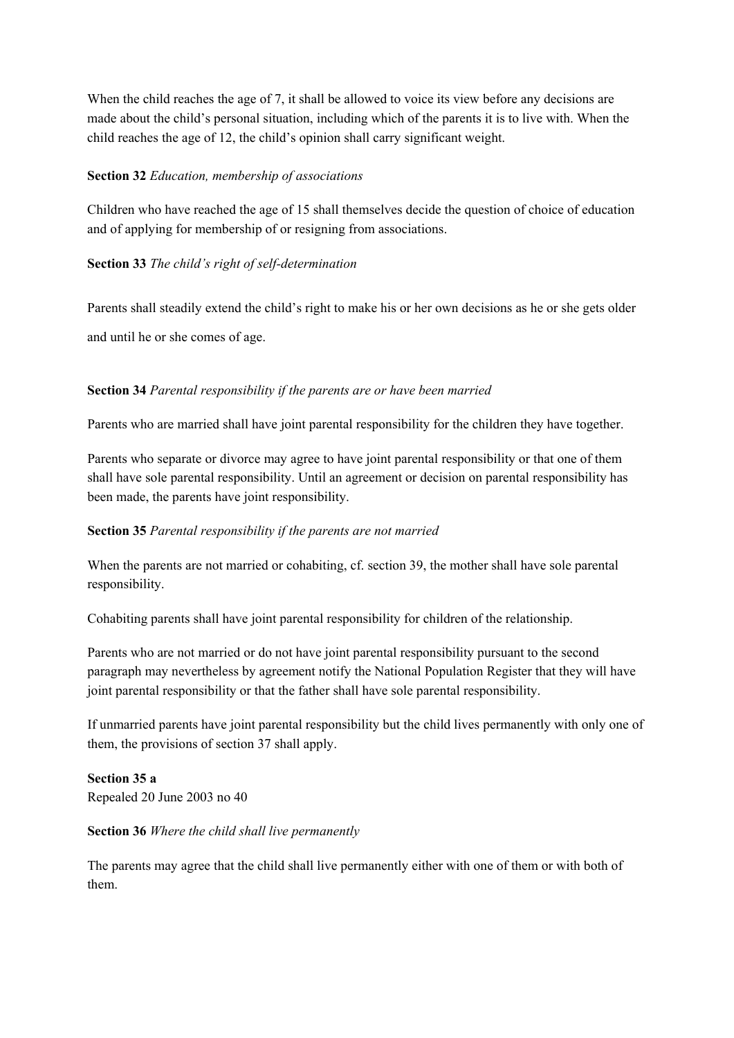When the child reaches the age of 7, it shall be allowed to voice its view before any decisions are made about the child's personal situation, including which of the parents it is to live with. When the child reaches the age of 12, the child's opinion shall carry significant weight.

**Section 32** *Education, membership of associations*

Children who have reached the age of 15 shall themselves decide the question of choice of education and of applying for membership of or resigning from associations.

**Section 33** *The child's right of self-determination*

Parents shall steadily extend the child's right to make his or her own decisions as he or she gets older and until he or she comes of age.

**Section 34** *Parental responsibility if the parents are or have been married*

Parents who are married shall have joint parental responsibility for the children they have together.

Parents who separate or divorce may agree to have joint parental responsibility or that one of them shall have sole parental responsibility. Until an agreement or decision on parental responsibility has been made, the parents have joint responsibility.

**Section 35** *Parental responsibility if the parents are not married*

When the parents are not married or cohabiting, cf. section 39, the mother shall have sole parental responsibility.

Cohabiting parents shall have joint parental responsibility for children of the relationship.

Parents who are not married or do not have joint parental responsibility pursuant to the second paragraph may nevertheless by agreement notify the National Population Register that they will have joint parental responsibility or that the father shall have sole parental responsibility.

If unmarried parents have joint parental responsibility but the child lives permanently with only one of them, the provisions of section 37 shall apply.

**Section 35 a**
Repealed 20 June 2003 no 40

**Section 36** *Where the child shall live permanently*

The parents may agree that the child shall live permanently either with one of them or with both of them.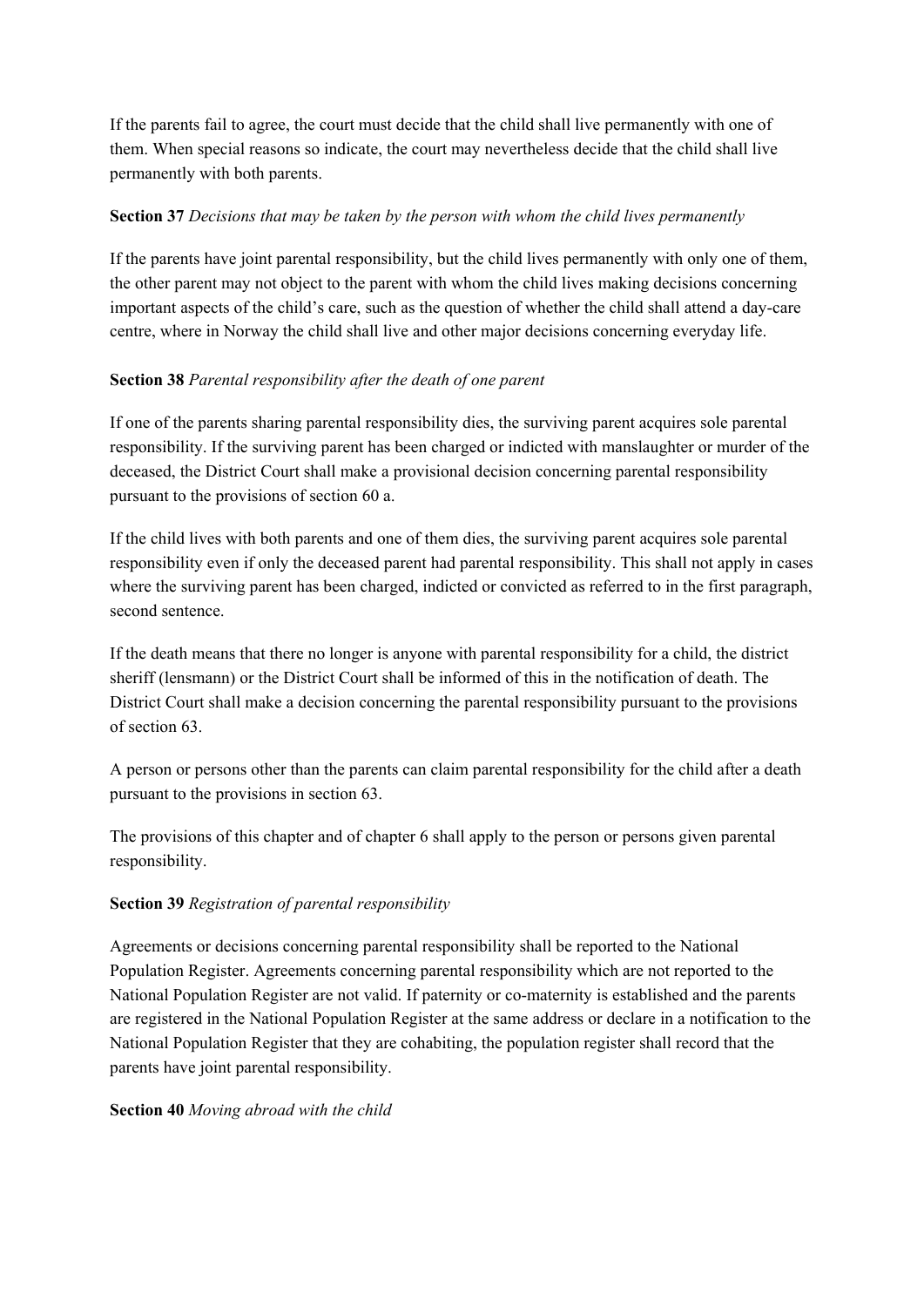If the parents fail to agree, the court must decide that the child shall live permanently with one of them. When special reasons so indicate, the court may nevertheless decide that the child shall live permanently with both parents.

**Section 37** *Decisions that may be taken by the person with whom the child lives permanently*

If the parents have joint parental responsibility, but the child lives permanently with only one of them, the other parent may not object to the parent with whom the child lives making decisions concerning important aspects of the child's care, such as the question of whether the child shall attend a day-care centre, where in Norway the child shall live and other major decisions concerning everyday life.

**Section 38** *Parental responsibility after the death of one parent*

If one of the parents sharing parental responsibility dies, the surviving parent acquires sole parental responsibility. If the surviving parent has been charged or indicted with manslaughter or murder of the deceased, the District Court shall make a provisional decision concerning parental responsibility pursuant to the provisions of section 60 a.

If the child lives with both parents and one of them dies, the surviving parent acquires sole parental responsibility even if only the deceased parent had parental responsibility. This shall not apply in cases where the surviving parent has been charged, indicted or convicted as referred to in the first paragraph, second sentence.

If the death means that there no longer is anyone with parental responsibility for a child, the district sheriff (lensmann) or the District Court shall be informed of this in the notification of death. The District Court shall make a decision concerning the parental responsibility pursuant to the provisions of section 63.

A person or persons other than the parents can claim parental responsibility for the child after a death pursuant to the provisions in section 63.

The provisions of this chapter and of chapter 6 shall apply to the person or persons given parental responsibility.

**Section 39** *Registration of parental responsibility*

Agreements or decisions concerning parental responsibility shall be reported to the National Population Register. Agreements concerning parental responsibility which are not reported to the National Population Register are not valid. If paternity or co-maternity is established and the parents are registered in the National Population Register at the same address or declare in a notification to the National Population Register that they are cohabiting, the population register shall record that the parents have joint parental responsibility.

**Section 40** *Moving abroad with the child*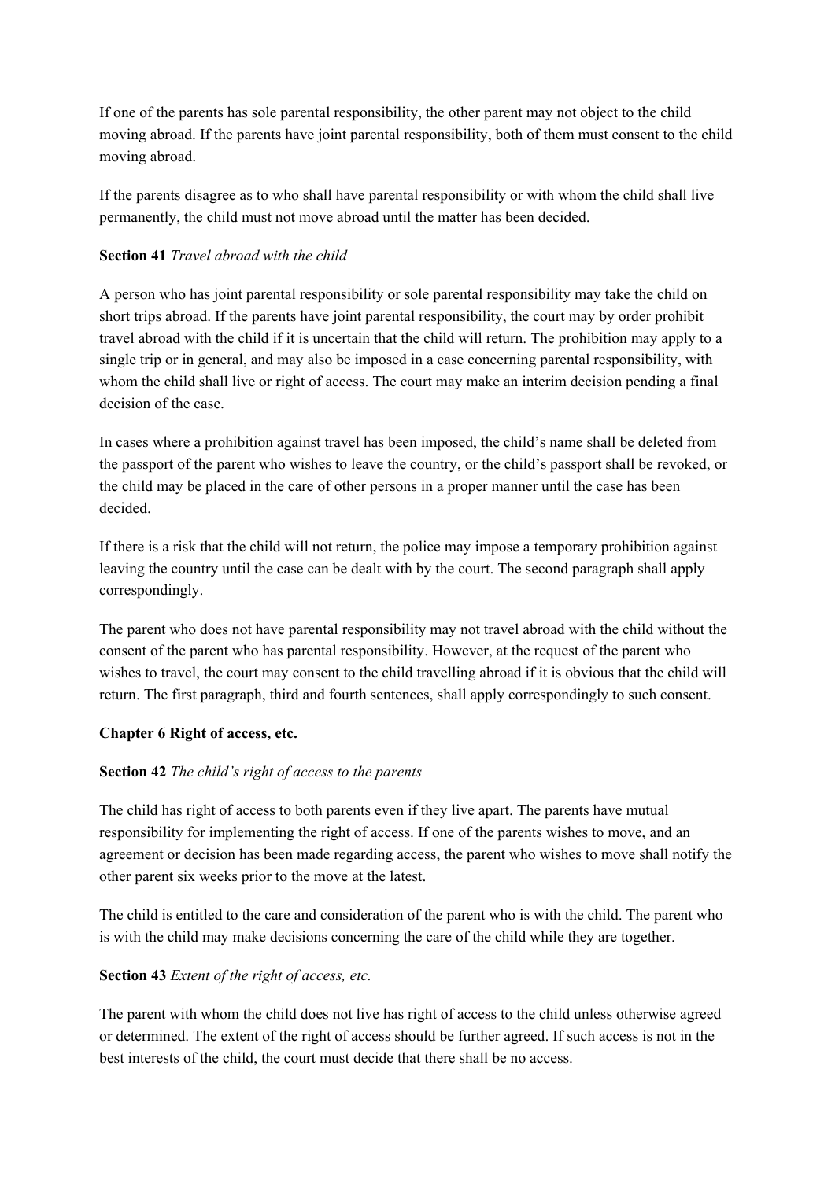If one of the parents has sole parental responsibility, the other parent may not object to the child moving abroad. If the parents have joint parental responsibility, both of them must consent to the child moving abroad.

If the parents disagree as to who shall have parental responsibility or with whom the child shall live permanently, the child must not move abroad until the matter has been decided.

**Section 41** *Travel abroad with the child*

A person who has joint parental responsibility or sole parental responsibility may take the child on short trips abroad. If the parents have joint parental responsibility, the court may by order prohibit travel abroad with the child if it is uncertain that the child will return. The prohibition may apply to a single trip or in general, and may also be imposed in a case concerning parental responsibility, with whom the child shall live or right of access. The court may make an interim decision pending a final decision of the case.

In cases where a prohibition against travel has been imposed, the child's name shall be deleted from the passport of the parent who wishes to leave the country, or the child's passport shall be revoked, or the child may be placed in the care of other persons in a proper manner until the case has been decided.

If there is a risk that the child will not return, the police may impose a temporary prohibition against leaving the country until the case can be dealt with by the court. The second paragraph shall apply correspondingly.

The parent who does not have parental responsibility may not travel abroad with the child without the consent of the parent who has parental responsibility. However, at the request of the parent who wishes to travel, the court may consent to the child travelling abroad if it is obvious that the child will return. The first paragraph, third and fourth sentences, shall apply correspondingly to such consent.

## Chapter 6 Right of access, etc.

**Section 42** *The child's right of access to the parents*

The child has right of access to both parents even if they live apart. The parents have mutual responsibility for implementing the right of access. If one of the parents wishes to move, and an agreement or decision has been made regarding access, the parent who wishes to move shall notify the other parent six weeks prior to the move at the latest.

The child is entitled to the care and consideration of the parent who is with the child. The parent who is with the child may make decisions concerning the care of the child while they are together.

**Section 43** *Extent of the right of access, etc.*

The parent with whom the child does not live has right of access to the child unless otherwise agreed or determined. The extent of the right of access should be further agreed. If such access is not in the best interests of the child, the court must decide that there shall be no access.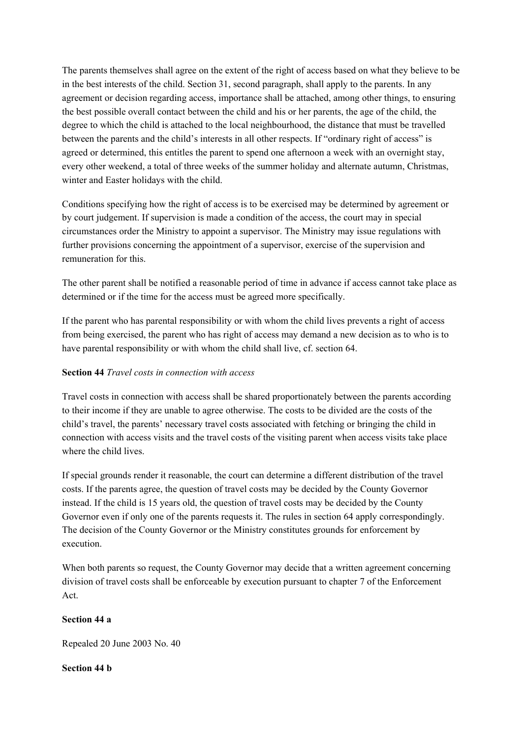The parents themselves shall agree on the extent of the right of access based on what they believe to be in the best interests of the child. Section 31, second paragraph, shall apply to the parents. In any agreement or decision regarding access, importance shall be attached, among other things, to ensuring the best possible overall contact between the child and his or her parents, the age of the child, the degree to which the child is attached to the local neighbourhood, the distance that must be travelled between the parents and the child's interests in all other respects. If "ordinary right of access" is agreed or determined, this entitles the parent to spend one afternoon a week with an overnight stay, every other weekend, a total of three weeks of the summer holiday and alternate autumn, Christmas, winter and Easter holidays with the child.

Conditions specifying how the right of access is to be exercised may be determined by agreement or by court judgement. If supervision is made a condition of the access, the court may in special circumstances order the Ministry to appoint a supervisor. The Ministry may issue regulations with further provisions concerning the appointment of a supervisor, exercise of the supervision and remuneration for this.

The other parent shall be notified a reasonable period of time in advance if access cannot take place as determined or if the time for the access must be agreed more specifically.

If the parent who has parental responsibility or with whom the child lives prevents a right of access from being exercised, the parent who has right of access may demand a new decision as to who is to have parental responsibility or with whom the child shall live, cf. section 64.

**Section 44** *Travel costs in connection with access*

Travel costs in connection with access shall be shared proportionately between the parents according to their income if they are unable to agree otherwise. The costs to be divided are the costs of the child's travel, the parents' necessary travel costs associated with fetching or bringing the child in connection with access visits and the travel costs of the visiting parent when access visits take place where the child lives.

If special grounds render it reasonable, the court can determine a different distribution of the travel costs. If the parents agree, the question of travel costs may be decided by the County Governor instead. If the child is 15 years old, the question of travel costs may be decided by the County Governor even if only one of the parents requests it. The rules in section 64 apply correspondingly. The decision of the County Governor or the Ministry constitutes grounds for enforcement by execution.

When both parents so request, the County Governor may decide that a written agreement concerning division of travel costs shall be enforceable by execution pursuant to chapter 7 of the Enforcement Act.

**Section 44 a**

Repealed 20 June 2003 No. 40

**Section 44 b**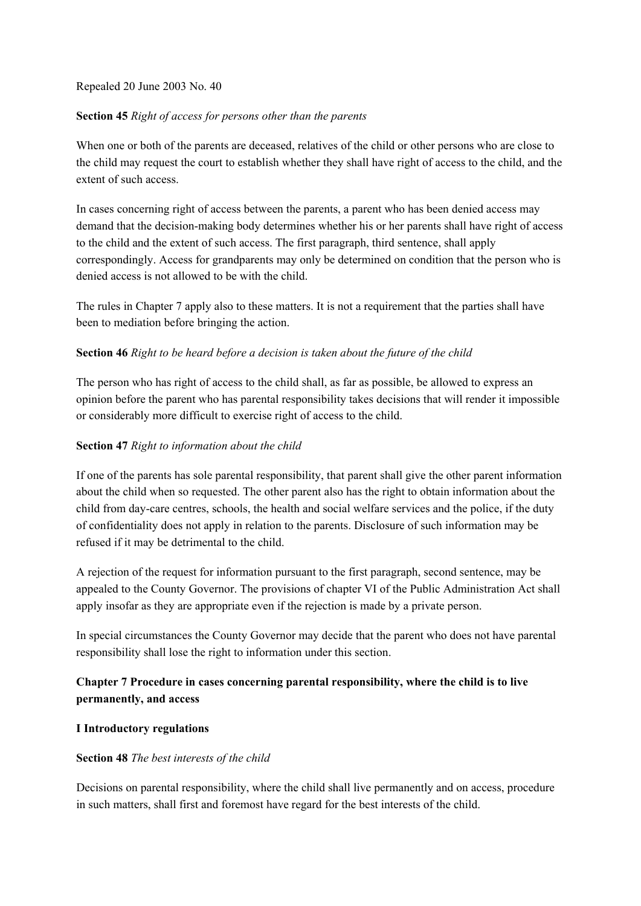Repealed 20 June 2003 No. 40

**Section 45** *Right of access for persons other than the parents*

When one or both of the parents are deceased, relatives of the child or other persons who are close to the child may request the court to establish whether they shall have right of access to the child, and the extent of such access.

In cases concerning right of access between the parents, a parent who has been denied access may demand that the decision-making body determines whether his or her parents shall have right of access to the child and the extent of such access. The first paragraph, third sentence, shall apply correspondingly. Access for grandparents may only be determined on condition that the person who is denied access is not allowed to be with the child.

The rules in Chapter 7 apply also to these matters. It is not a requirement that the parties shall have been to mediation before bringing the action.

**Section 46** *Right to be heard before a decision is taken about the future of the child*

The person who has right of access to the child shall, as far as possible, be allowed to express an opinion before the parent who has parental responsibility takes decisions that will render it impossible or considerably more difficult to exercise right of access to the child.

**Section 47** *Right to information about the child*

If one of the parents has sole parental responsibility, that parent shall give the other parent information about the child when so requested. The other parent also has the right to obtain information about the child from day-care centres, schools, the health and social welfare services and the police, if the duty of confidentiality does not apply in relation to the parents. Disclosure of such information may be refused if it may be detrimental to the child.

A rejection of the request for information pursuant to the first paragraph, second sentence, may be appealed to the County Governor. The provisions of chapter VI of the Public Administration Act shall apply insofar as they are appropriate even if the rejection is made by a private person.

In special circumstances the County Governor may decide that the parent who does not have parental responsibility shall lose the right to information under this section.

## Chapter 7 Procedure in cases concerning parental responsibility, where the child is to live permanently, and access

### I Introductory regulations

**Section 48** *The best interests of the child*

Decisions on parental responsibility, where the child shall live permanently and on access, procedure in such matters, shall first and foremost have regard for the best interests of the child.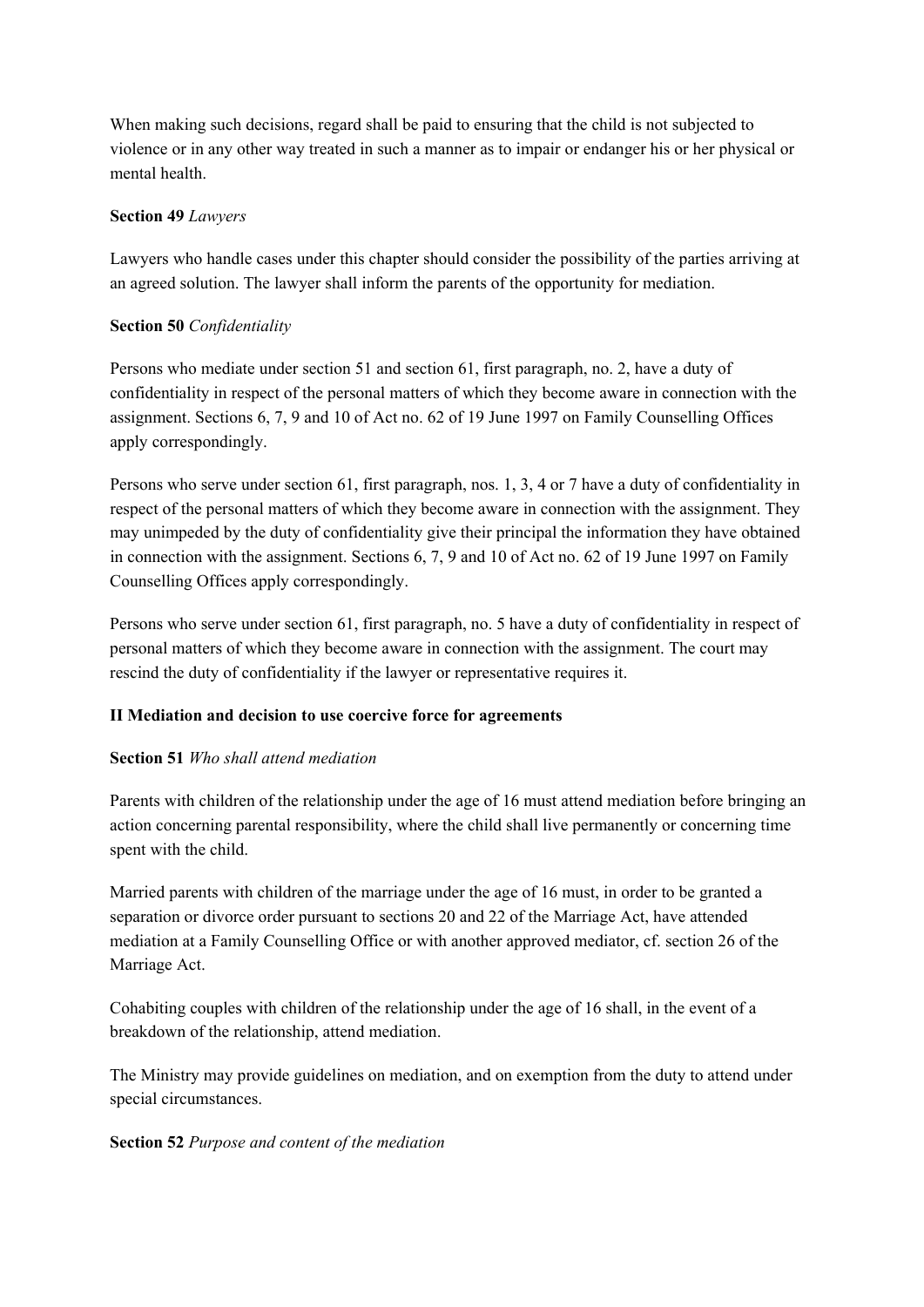When making such decisions, regard shall be paid to ensuring that the child is not subjected to violence or in any other way treated in such a manner as to impair or endanger his or her physical or mental health.

**Section 49** *Lawyers*

Lawyers who handle cases under this chapter should consider the possibility of the parties arriving at an agreed solution. The lawyer shall inform the parents of the opportunity for mediation.

**Section 50** *Confidentiality*

Persons who mediate under section 51 and section 61, first paragraph, no. 2, have a duty of confidentiality in respect of the personal matters of which they become aware in connection with the assignment. Sections 6, 7, 9 and 10 of Act no. 62 of 19 June 1997 on Family Counselling Offices apply correspondingly.

Persons who serve under section 61, first paragraph, nos. 1, 3, 4 or 7 have a duty of confidentiality in respect of the personal matters of which they become aware in connection with the assignment. They may unimpeded by the duty of confidentiality give their principal the information they have obtained in connection with the assignment. Sections 6, 7, 9 and 10 of Act no. 62 of 19 June 1997 on Family Counselling Offices apply correspondingly.

Persons who serve under section 61, first paragraph, no. 5 have a duty of confidentiality in respect of personal matters of which they become aware in connection with the assignment. The court may rescind the duty of confidentiality if the lawyer or representative requires it.

**II Mediation and decision to use coercive force for agreements**

**Section 51** *Who shall attend mediation*

Parents with children of the relationship under the age of 16 must attend mediation before bringing an action concerning parental responsibility, where the child shall live permanently or concerning time spent with the child.

Married parents with children of the marriage under the age of 16 must, in order to be granted a separation or divorce order pursuant to sections 20 and 22 of the Marriage Act, have attended mediation at a Family Counselling Office or with another approved mediator, cf. section 26 of the Marriage Act.

Cohabiting couples with children of the relationship under the age of 16 shall, in the event of a breakdown of the relationship, attend mediation.

The Ministry may provide guidelines on mediation, and on exemption from the duty to attend under special circumstances.

**Section 52** *Purpose and content of the mediation*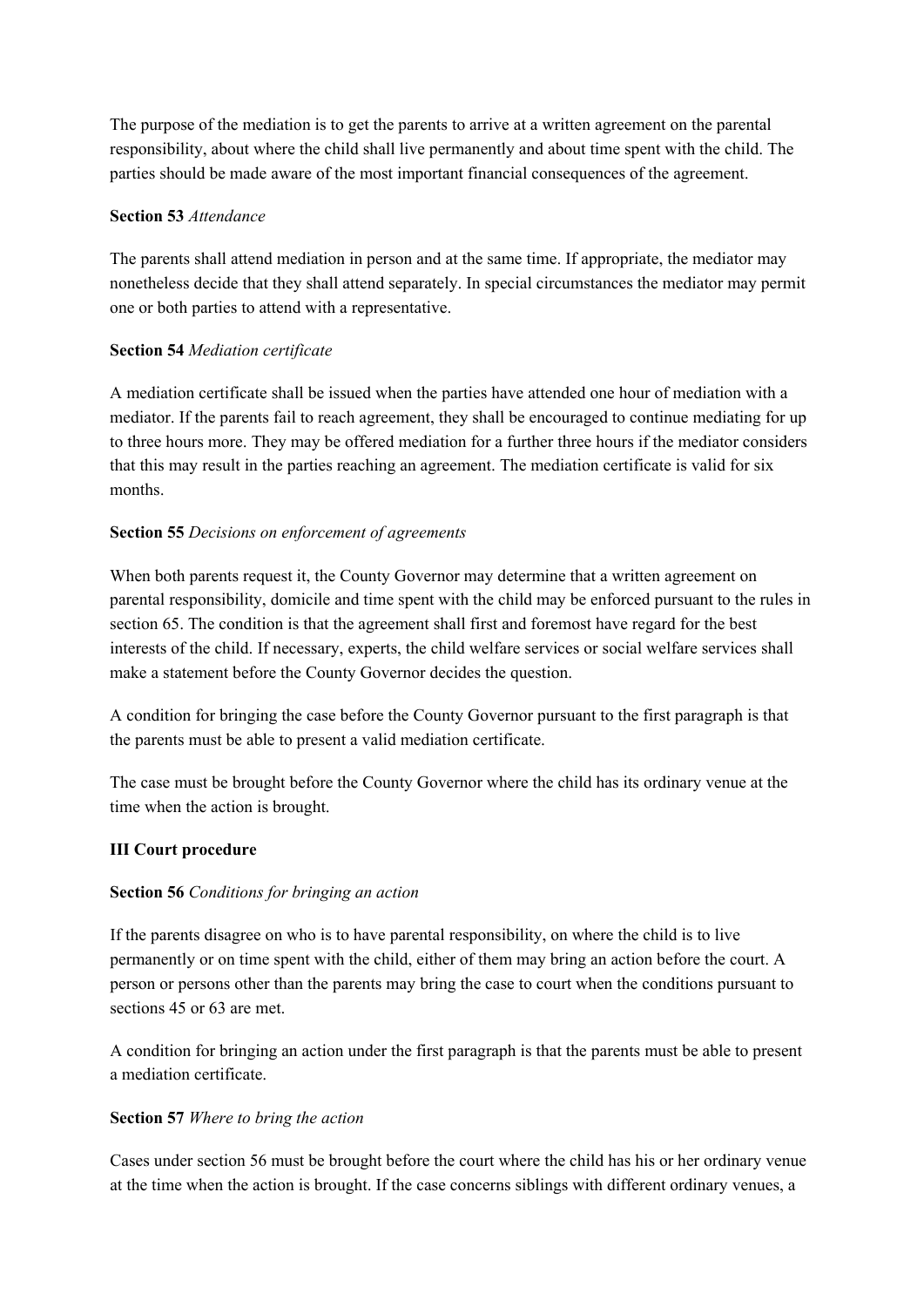The purpose of the mediation is to get the parents to arrive at a written agreement on the parental responsibility, about where the child shall live permanently and about time spent with the child. The parties should be made aware of the most important financial consequences of the agreement.

**Section 53** *Attendance*

The parents shall attend mediation in person and at the same time. If appropriate, the mediator may nonetheless decide that they shall attend separately. In special circumstances the mediator may permit one or both parties to attend with a representative.

**Section 54** *Mediation certificate*

A mediation certificate shall be issued when the parties have attended one hour of mediation with a mediator. If the parents fail to reach agreement, they shall be encouraged to continue mediating for up to three hours more. They may be offered mediation for a further three hours if the mediator considers that this may result in the parties reaching an agreement. The mediation certificate is valid for six months.

**Section 55** *Decisions on enforcement of agreements*

When both parents request it, the County Governor may determine that a written agreement on parental responsibility, domicile and time spent with the child may be enforced pursuant to the rules in section 65. The condition is that the agreement shall first and foremost have regard for the best interests of the child. If necessary, experts, the child welfare services or social welfare services shall make a statement before the County Governor decides the question.

A condition for bringing the case before the County Governor pursuant to the first paragraph is that the parents must be able to present a valid mediation certificate.

The case must be brought before the County Governor where the child has its ordinary venue at the time when the action is brought.

## III Court procedure

**Section 56** *Conditions for bringing an action*

If the parents disagree on who is to have parental responsibility, on where the child is to live permanently or on time spent with the child, either of them may bring an action before the court. A person or persons other than the parents may bring the case to court when the conditions pursuant to sections 45 or 63 are met.

A condition for bringing an action under the first paragraph is that the parents must be able to present a mediation certificate.

**Section 57** *Where to bring the action*

Cases under section 56 must be brought before the court where the child has his or her ordinary venue at the time when the action is brought. If the case concerns siblings with different ordinary venues, a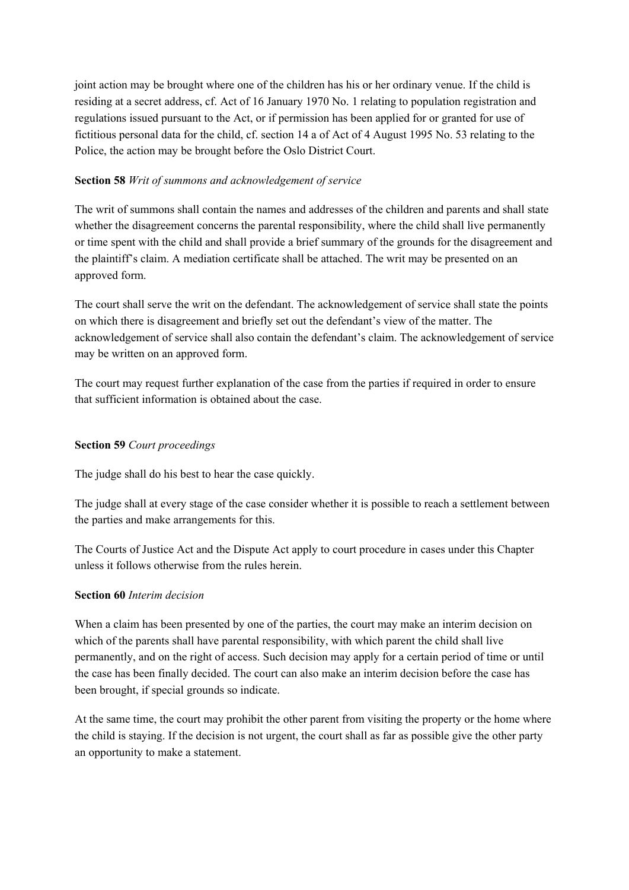joint action may be brought where one of the children has his or her ordinary venue. If the child is residing at a secret address, cf. Act of 16 January 1970 No. 1 relating to population registration and regulations issued pursuant to the Act, or if permission has been applied for or granted for use of fictitious personal data for the child, cf. section 14 a of Act of 4 August 1995 No. 53 relating to the Police, the action may be brought before the Oslo District Court.

**Section 58** *Writ of summons and acknowledgement of service*

The writ of summons shall contain the names and addresses of the children and parents and shall state whether the disagreement concerns the parental responsibility, where the child shall live permanently or time spent with the child and shall provide a brief summary of the grounds for the disagreement and the plaintiff's claim. A mediation certificate shall be attached. The writ may be presented on an approved form.

The court shall serve the writ on the defendant. The acknowledgement of service shall state the points on which there is disagreement and briefly set out the defendant's view of the matter. The acknowledgement of service shall also contain the defendant's claim. The acknowledgement of service may be written on an approved form.

The court may request further explanation of the case from the parties if required in order to ensure that sufficient information is obtained about the case.

**Section 59** *Court proceedings*

The judge shall do his best to hear the case quickly.

The judge shall at every stage of the case consider whether it is possible to reach a settlement between the parties and make arrangements for this.

The Courts of Justice Act and the Dispute Act apply to court procedure in cases under this Chapter unless it follows otherwise from the rules herein.

**Section 60** *Interim decision*

When a claim has been presented by one of the parties, the court may make an interim decision on which of the parents shall have parental responsibility, with which parent the child shall live permanently, and on the right of access. Such decision may apply for a certain period of time or until the case has been finally decided. The court can also make an interim decision before the case has been brought, if special grounds so indicate.

At the same time, the court may prohibit the other parent from visiting the property or the home where the child is staying. If the decision is not urgent, the court shall as far as possible give the other party an opportunity to make a statement.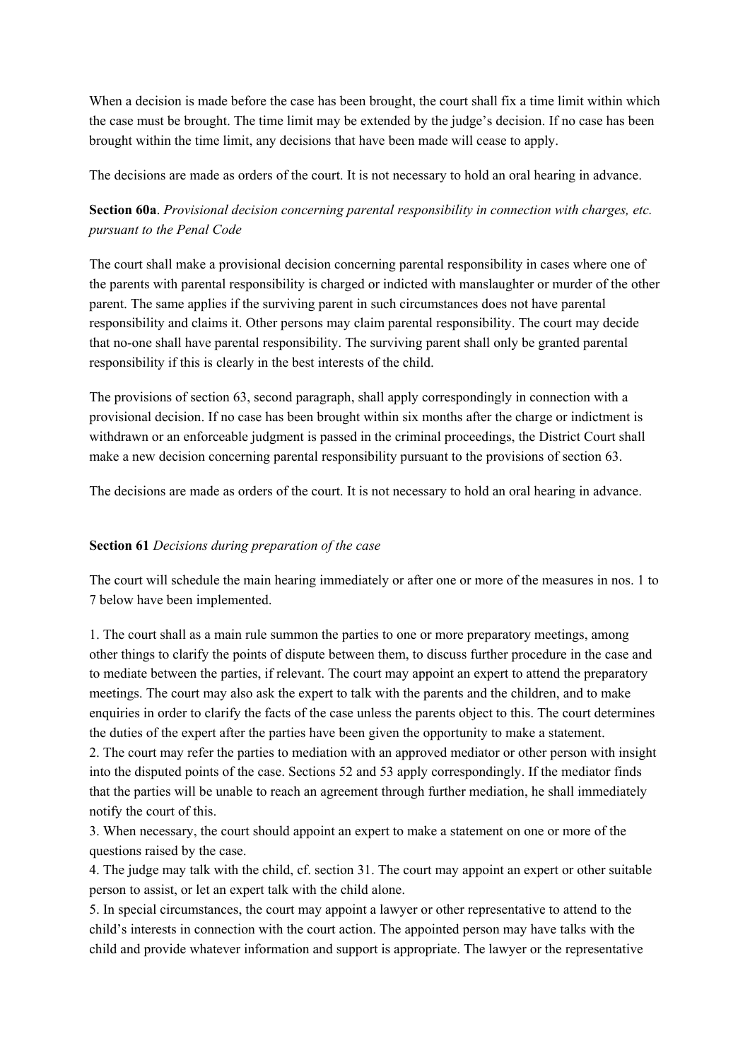When a decision is made before the case has been brought, the court shall fix a time limit within which the case must be brought. The time limit may be extended by the judge's decision. If no case has been brought within the time limit, any decisions that have been made will cease to apply.

The decisions are made as orders of the court. It is not necessary to hold an oral hearing in advance.

**Section 60a**. *Provisional decision concerning parental responsibility in connection with charges, etc. pursuant to the Penal Code*

The court shall make a provisional decision concerning parental responsibility in cases where one of the parents with parental responsibility is charged or indicted with manslaughter or murder of the other parent. The same applies if the surviving parent in such circumstances does not have parental responsibility and claims it. Other persons may claim parental responsibility. The court may decide that no-one shall have parental responsibility. The surviving parent shall only be granted parental responsibility if this is clearly in the best interests of the child.

The provisions of section 63, second paragraph, shall apply correspondingly in connection with a provisional decision. If no case has been brought within six months after the charge or indictment is withdrawn or an enforceable judgment is passed in the criminal proceedings, the District Court shall make a new decision concerning parental responsibility pursuant to the provisions of section 63.

The decisions are made as orders of the court. It is not necessary to hold an oral hearing in advance.

**Section 61** *Decisions during preparation of the case*

The court will schedule the main hearing immediately or after one or more of the measures in nos. 1 to 7 below have been implemented.

1. The court shall as a main rule summon the parties to one or more preparatory meetings, among other things to clarify the points of dispute between them, to discuss further procedure in the case and to mediate between the parties, if relevant. The court may appoint an expert to attend the preparatory meetings. The court may also ask the expert to talk with the parents and the children, and to make enquiries in order to clarify the facts of the case unless the parents object to this. The court determines the duties of the expert after the parties have been given the opportunity to make a statement.
2. The court may refer the parties to mediation with an approved mediator or other person with insight into the disputed points of the case. Sections 52 and 53 apply correspondingly. If the mediator finds that the parties will be unable to reach an agreement through further mediation, he shall immediately notify the court of this.
3. When necessary, the court should appoint an expert to make a statement on one or more of the questions raised by the case.
4. The judge may talk with the child, cf. section 31. The court may appoint an expert or other suitable person to assist, or let an expert talk with the child alone.
5. In special circumstances, the court may appoint a lawyer or other representative to attend to the child's interests in connection with the court action. The appointed person may have talks with the child and provide whatever information and support is appropriate. The lawyer or the representative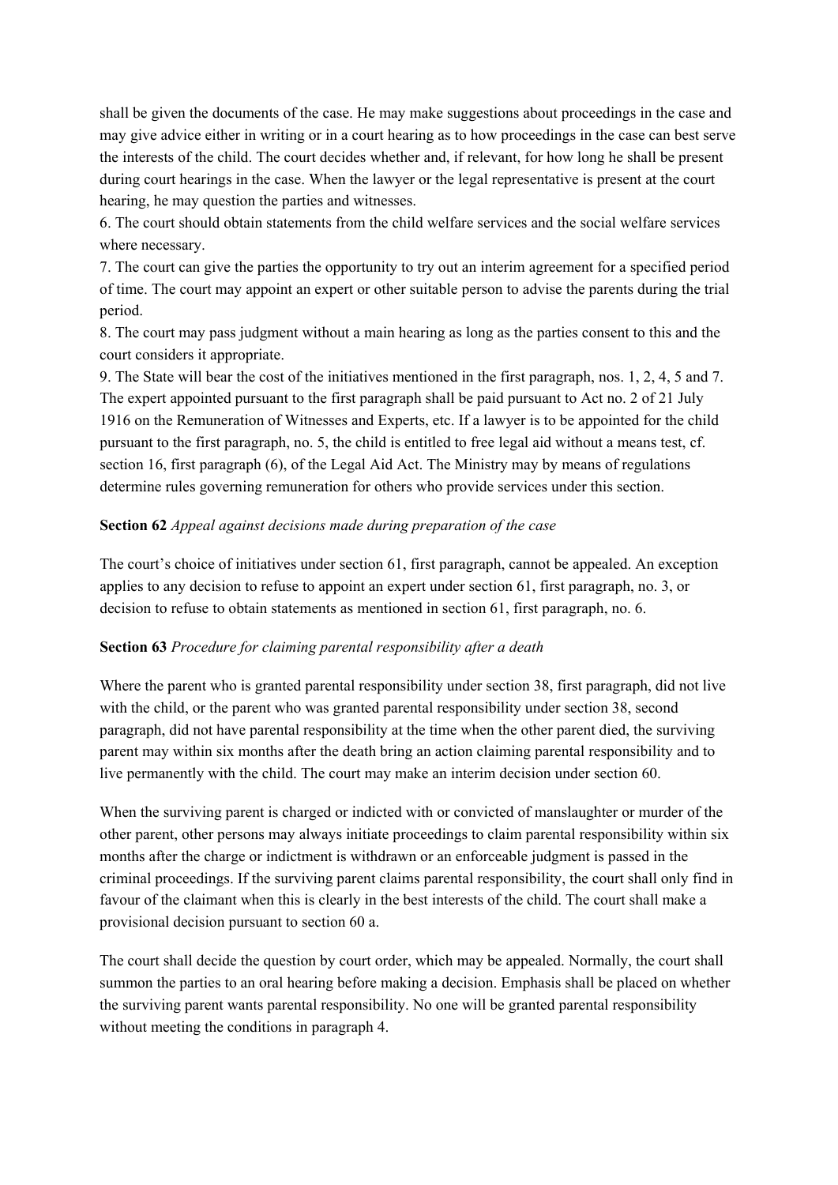shall be given the documents of the case. He may make suggestions about proceedings in the case and may give advice either in writing or in a court hearing as to how proceedings in the case can best serve the interests of the child. The court decides whether and, if relevant, for how long he shall be present during court hearings in the case. When the lawyer or the legal representative is present at the court hearing, he may question the parties and witnesses.

6. The court should obtain statements from the child welfare services and the social welfare services where necessary.

7. The court can give the parties the opportunity to try out an interim agreement for a specified period of time. The court may appoint an expert or other suitable person to advise the parents during the trial period.

8. The court may pass judgment without a main hearing as long as the parties consent to this and the court considers it appropriate.

9. The State will bear the cost of the initiatives mentioned in the first paragraph, nos. 1, 2, 4, 5 and 7. The expert appointed pursuant to the first paragraph shall be paid pursuant to Act no. 2 of 21 July 1916 on the Remuneration of Witnesses and Experts, etc. If a lawyer is to be appointed for the child pursuant to the first paragraph, no. 5, the child is entitled to free legal aid without a means test, cf. section 16, first paragraph (6), of the Legal Aid Act. The Ministry may by means of regulations determine rules governing remuneration for others who provide services under this section.

**Section 62** *Appeal against decisions made during preparation of the case*

The court's choice of initiatives under section 61, first paragraph, cannot be appealed. An exception applies to any decision to refuse to appoint an expert under section 61, first paragraph, no. 3, or decision to refuse to obtain statements as mentioned in section 61, first paragraph, no. 6.

**Section 63** *Procedure for claiming parental responsibility after a death*

Where the parent who is granted parental responsibility under section 38, first paragraph, did not live with the child, or the parent who was granted parental responsibility under section 38, second paragraph, did not have parental responsibility at the time when the other parent died, the surviving parent may within six months after the death bring an action claiming parental responsibility and to live permanently with the child. The court may make an interim decision under section 60.

When the surviving parent is charged or indicted with or convicted of manslaughter or murder of the other parent, other persons may always initiate proceedings to claim parental responsibility within six months after the charge or indictment is withdrawn or an enforceable judgment is passed in the criminal proceedings. If the surviving parent claims parental responsibility, the court shall only find in favour of the claimant when this is clearly in the best interests of the child. The court shall make a provisional decision pursuant to section 60 a.

The court shall decide the question by court order, which may be appealed. Normally, the court shall summon the parties to an oral hearing before making a decision. Emphasis shall be placed on whether the surviving parent wants parental responsibility. No one will be granted parental responsibility without meeting the conditions in paragraph 4.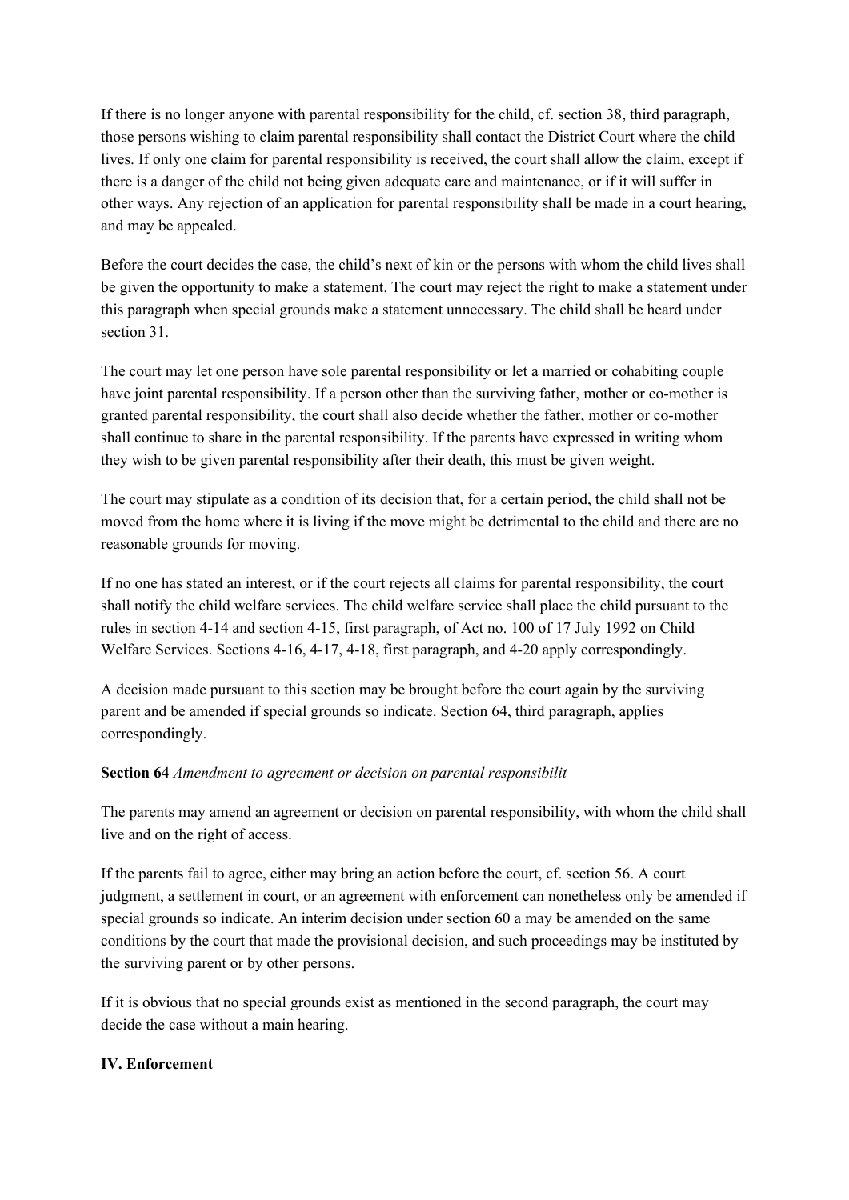If there is no longer anyone with parental responsibility for the child, cf. section 38, third paragraph, those persons wishing to claim parental responsibility shall contact the District Court where the child lives. If only one claim for parental responsibility is received, the court shall allow the claim, except if there is a danger of the child not being given adequate care and maintenance, or if it will suffer in other ways. Any rejection of an application for parental responsibility shall be made in a court hearing, and may be appealed.

Before the court decides the case, the child's next of kin or the persons with whom the child lives shall be given the opportunity to make a statement. The court may reject the right to make a statement under this paragraph when special grounds make a statement unnecessary. The child shall be heard under section 31.

The court may let one person have sole parental responsibility or let a married or cohabiting couple have joint parental responsibility. If a person other than the surviving father, mother or co-mother is granted parental responsibility, the court shall also decide whether the father, mother or co-mother shall continue to share in the parental responsibility. If the parents have expressed in writing whom they wish to be given parental responsibility after their death, this must be given weight.

The court may stipulate as a condition of its decision that, for a certain period, the child shall not be moved from the home where it is living if the move might be detrimental to the child and there are no reasonable grounds for moving.

If no one has stated an interest, or if the court rejects all claims for parental responsibility, the court shall notify the child welfare services. The child welfare service shall place the child pursuant to the rules in section 4-14 and section 4-15, first paragraph, of Act no. 100 of 17 July 1992 on Child Welfare Services. Sections 4-16, 4-17, 4-18, first paragraph, and 4-20 apply correspondingly.

A decision made pursuant to this section may be brought before the court again by the surviving parent and be amended if special grounds so indicate. Section 64, third paragraph, applies correspondingly.

**Section 64** *Amendment to agreement or decision on parental responsibilit*

The parents may amend an agreement or decision on parental responsibility, with whom the child shall live and on the right of access.

If the parents fail to agree, either may bring an action before the court, cf. section 56. A court judgment, a settlement in court, or an agreement with enforcement can nonetheless only be amended if special grounds so indicate. An interim decision under section 60 a may be amended on the same conditions by the court that made the provisional decision, and such proceedings may be instituted by the surviving parent or by other persons.

If it is obvious that no special grounds exist as mentioned in the second paragraph, the court may decide the case without a main hearing.

**IV. Enforcement**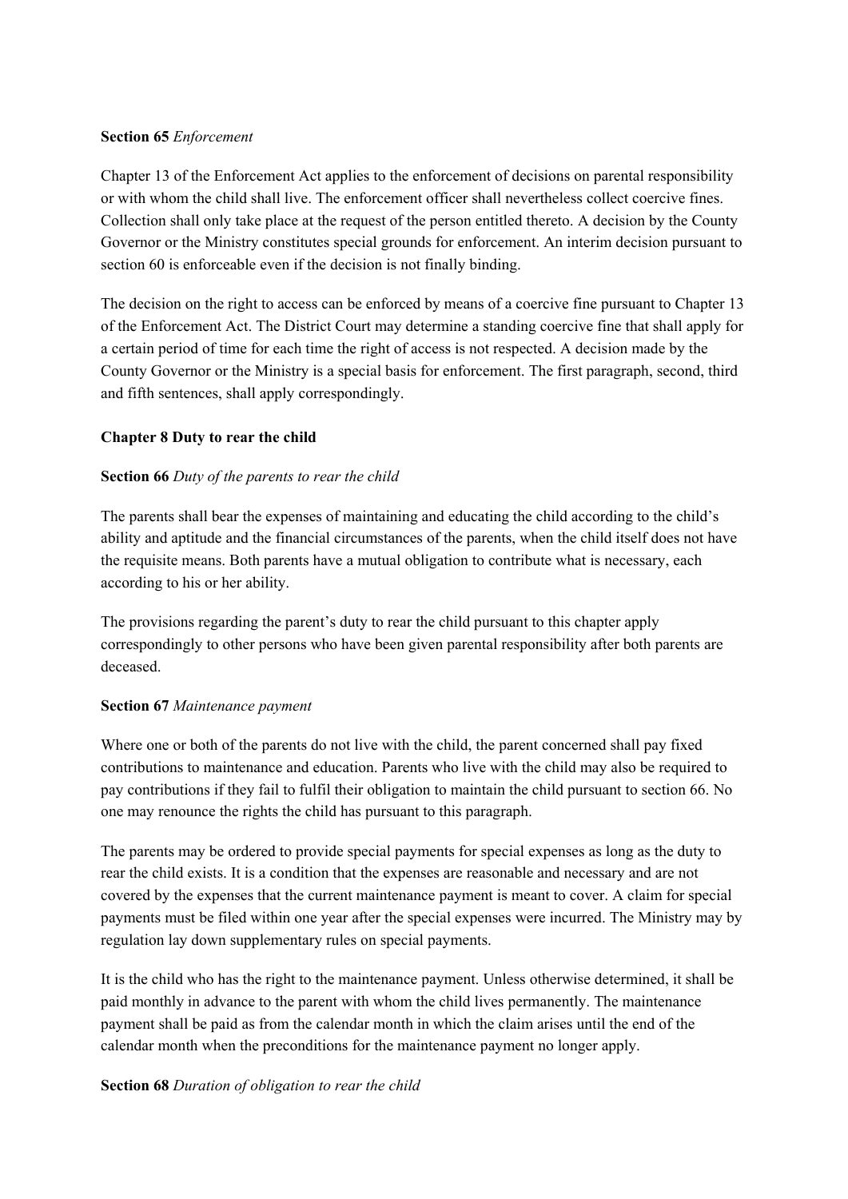**Section 65** *Enforcement*

Chapter 13 of the Enforcement Act applies to the enforcement of decisions on parental responsibility or with whom the child shall live. The enforcement officer shall nevertheless collect coercive fines. Collection shall only take place at the request of the person entitled thereto. A decision by the County Governor or the Ministry constitutes special grounds for enforcement. An interim decision pursuant to section 60 is enforceable even if the decision is not finally binding.

The decision on the right to access can be enforced by means of a coercive fine pursuant to Chapter 13 of the Enforcement Act. The District Court may determine a standing coercive fine that shall apply for a certain period of time for each time the right of access is not respected. A decision made by the County Governor or the Ministry is a special basis for enforcement. The first paragraph, second, third and fifth sentences, shall apply correspondingly.

## Chapter 8 Duty to rear the child

**Section 66** *Duty of the parents to rear the child*

The parents shall bear the expenses of maintaining and educating the child according to the child's ability and aptitude and the financial circumstances of the parents, when the child itself does not have the requisite means. Both parents have a mutual obligation to contribute what is necessary, each according to his or her ability.

The provisions regarding the parent's duty to rear the child pursuant to this chapter apply correspondingly to other persons who have been given parental responsibility after both parents are deceased.

**Section 67** *Maintenance payment*

Where one or both of the parents do not live with the child, the parent concerned shall pay fixed contributions to maintenance and education. Parents who live with the child may also be required to pay contributions if they fail to fulfil their obligation to maintain the child pursuant to section 66. No one may renounce the rights the child has pursuant to this paragraph.

The parents may be ordered to provide special payments for special expenses as long as the duty to rear the child exists. It is a condition that the expenses are reasonable and necessary and are not covered by the expenses that the current maintenance payment is meant to cover. A claim for special payments must be filed within one year after the special expenses were incurred. The Ministry may by regulation lay down supplementary rules on special payments.

It is the child who has the right to the maintenance payment. Unless otherwise determined, it shall be paid monthly in advance to the parent with whom the child lives permanently. The maintenance payment shall be paid as from the calendar month in which the claim arises until the end of the calendar month when the preconditions for the maintenance payment no longer apply.

**Section 68** *Duration of obligation to rear the child*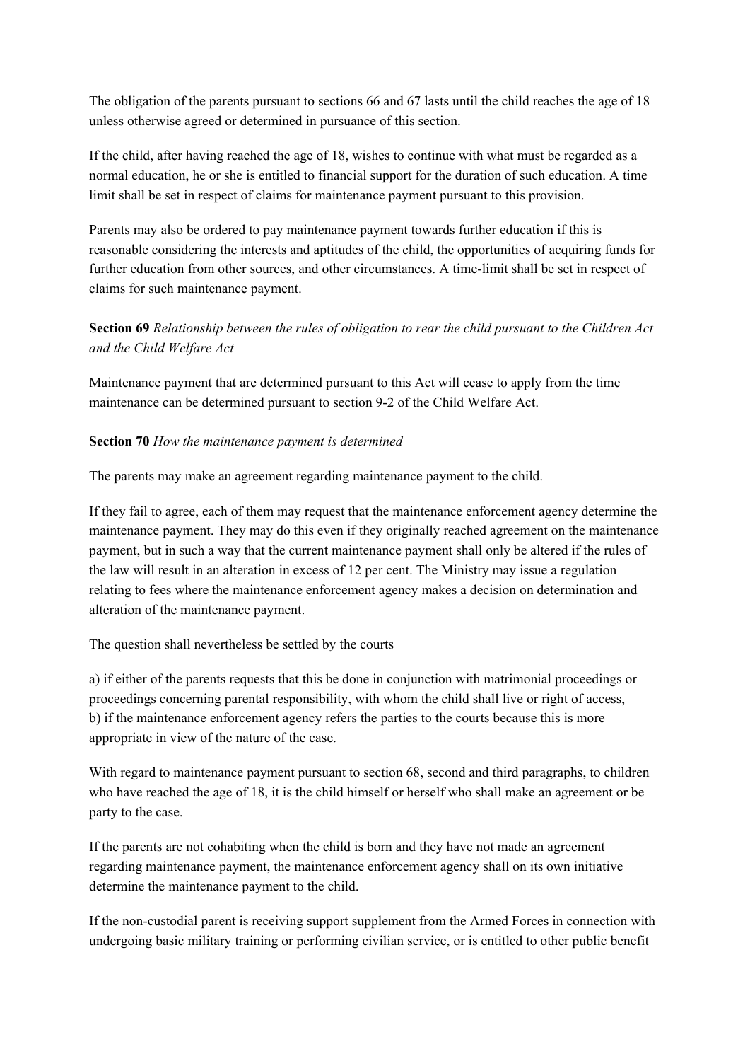The obligation of the parents pursuant to sections 66 and 67 lasts until the child reaches the age of 18 unless otherwise agreed or determined in pursuance of this section.

If the child, after having reached the age of 18, wishes to continue with what must be regarded as a normal education, he or she is entitled to financial support for the duration of such education. A time limit shall be set in respect of claims for maintenance payment pursuant to this provision.

Parents may also be ordered to pay maintenance payment towards further education if this is reasonable considering the interests and aptitudes of the child, the opportunities of acquiring funds for further education from other sources, and other circumstances. A time-limit shall be set in respect of claims for such maintenance payment.

**Section 69** *Relationship between the rules of obligation to rear the child pursuant to the Children Act and the Child Welfare Act*

Maintenance payment that are determined pursuant to this Act will cease to apply from the time maintenance can be determined pursuant to section 9-2 of the Child Welfare Act.

**Section 70** *How the maintenance payment is determined*

The parents may make an agreement regarding maintenance payment to the child.

If they fail to agree, each of them may request that the maintenance enforcement agency determine the maintenance payment. They may do this even if they originally reached agreement on the maintenance payment, but in such a way that the current maintenance payment shall only be altered if the rules of the law will result in an alteration in excess of 12 per cent. The Ministry may issue a regulation relating to fees where the maintenance enforcement agency makes a decision on determination and alteration of the maintenance payment.

The question shall nevertheless be settled by the courts

a) if either of the parents requests that this be done in conjunction with matrimonial proceedings or proceedings concerning parental responsibility, with whom the child shall live or right of access,
b) if the maintenance enforcement agency refers the parties to the courts because this is more appropriate in view of the nature of the case.

With regard to maintenance payment pursuant to section 68, second and third paragraphs, to children who have reached the age of 18, it is the child himself or herself who shall make an agreement or be party to the case.

If the parents are not cohabiting when the child is born and they have not made an agreement regarding maintenance payment, the maintenance enforcement agency shall on its own initiative determine the maintenance payment to the child.

If the non-custodial parent is receiving support supplement from the Armed Forces in connection with undergoing basic military training or performing civilian service, or is entitled to other public benefit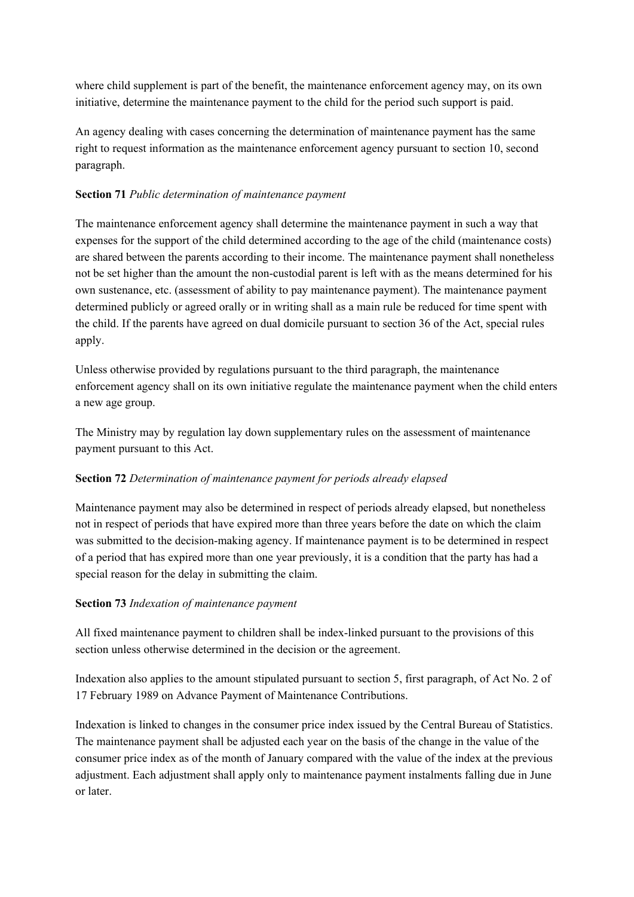where child supplement is part of the benefit, the maintenance enforcement agency may, on its own initiative, determine the maintenance payment to the child for the period such support is paid.

An agency dealing with cases concerning the determination of maintenance payment has the same right to request information as the maintenance enforcement agency pursuant to section 10, second paragraph.

**Section 71** *Public determination of maintenance payment*

The maintenance enforcement agency shall determine the maintenance payment in such a way that expenses for the support of the child determined according to the age of the child (maintenance costs) are shared between the parents according to their income. The maintenance payment shall nonetheless not be set higher than the amount the non-custodial parent is left with as the means determined for his own sustenance, etc. (assessment of ability to pay maintenance payment). The maintenance payment determined publicly or agreed orally or in writing shall as a main rule be reduced for time spent with the child. If the parents have agreed on dual domicile pursuant to section 36 of the Act, special rules apply.

Unless otherwise provided by regulations pursuant to the third paragraph, the maintenance enforcement agency shall on its own initiative regulate the maintenance payment when the child enters a new age group.

The Ministry may by regulation lay down supplementary rules on the assessment of maintenance payment pursuant to this Act.

**Section 72** *Determination of maintenance payment for periods already elapsed*

Maintenance payment may also be determined in respect of periods already elapsed, but nonetheless not in respect of periods that have expired more than three years before the date on which the claim was submitted to the decision-making agency. If maintenance payment is to be determined in respect of a period that has expired more than one year previously, it is a condition that the party has had a special reason for the delay in submitting the claim.

**Section 73** *Indexation of maintenance payment*

All fixed maintenance payment to children shall be index-linked pursuant to the provisions of this section unless otherwise determined in the decision or the agreement.

Indexation also applies to the amount stipulated pursuant to section 5, first paragraph, of Act No. 2 of 17 February 1989 on Advance Payment of Maintenance Contributions.

Indexation is linked to changes in the consumer price index issued by the Central Bureau of Statistics. The maintenance payment shall be adjusted each year on the basis of the change in the value of the consumer price index as of the month of January compared with the value of the index at the previous adjustment. Each adjustment shall apply only to maintenance payment instalments falling due in June or later.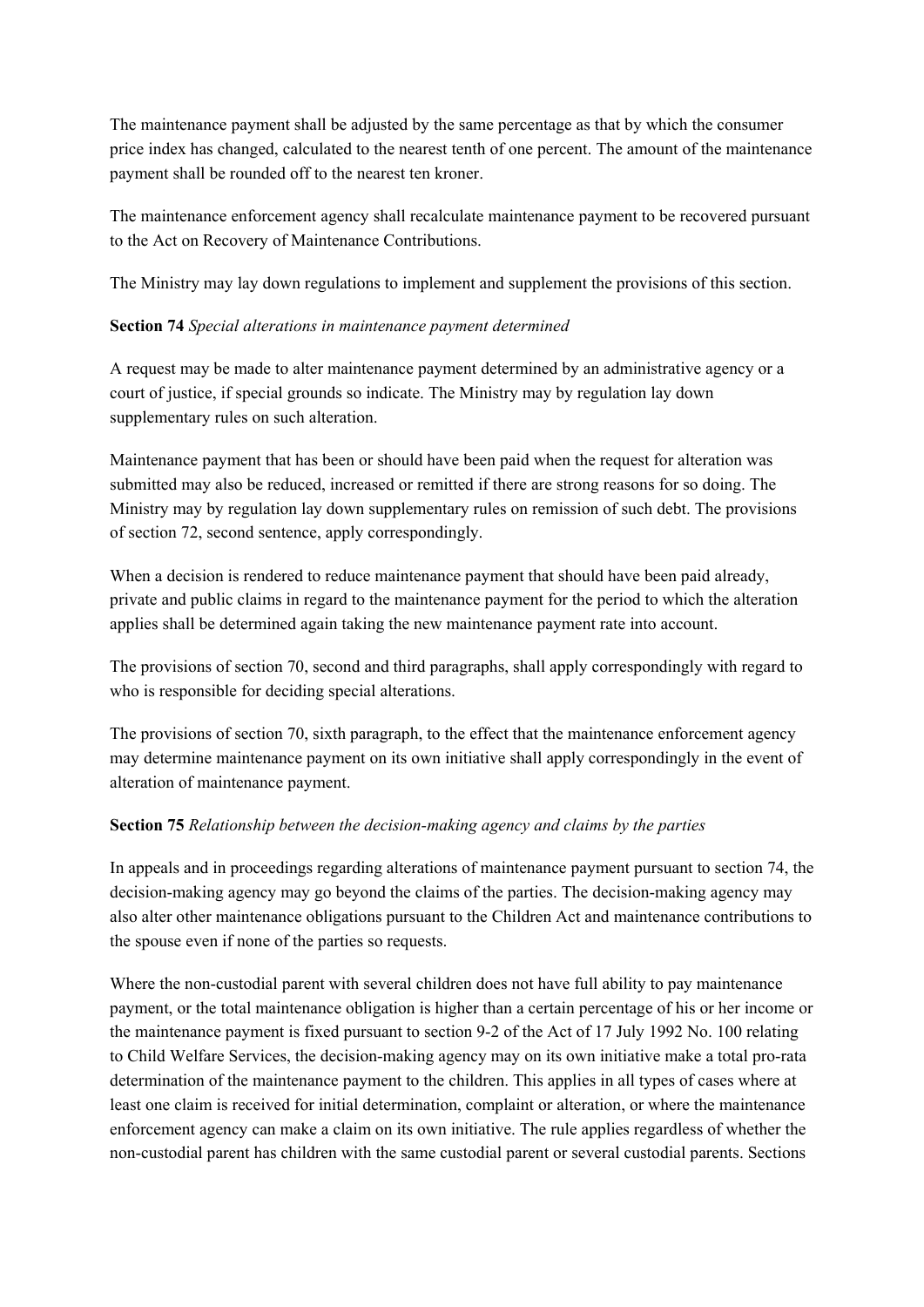The maintenance payment shall be adjusted by the same percentage as that by which the consumer price index has changed, calculated to the nearest tenth of one percent. The amount of the maintenance payment shall be rounded off to the nearest ten kroner.

The maintenance enforcement agency shall recalculate maintenance payment to be recovered pursuant to the Act on Recovery of Maintenance Contributions.

The Ministry may lay down regulations to implement and supplement the provisions of this section.

**Section 74** *Special alterations in maintenance payment determined*

A request may be made to alter maintenance payment determined by an administrative agency or a court of justice, if special grounds so indicate. The Ministry may by regulation lay down supplementary rules on such alteration.

Maintenance payment that has been or should have been paid when the request for alteration was submitted may also be reduced, increased or remitted if there are strong reasons for so doing. The Ministry may by regulation lay down supplementary rules on remission of such debt. The provisions of section 72, second sentence, apply correspondingly.

When a decision is rendered to reduce maintenance payment that should have been paid already, private and public claims in regard to the maintenance payment for the period to which the alteration applies shall be determined again taking the new maintenance payment rate into account.

The provisions of section 70, second and third paragraphs, shall apply correspondingly with regard to who is responsible for deciding special alterations.

The provisions of section 70, sixth paragraph, to the effect that the maintenance enforcement agency may determine maintenance payment on its own initiative shall apply correspondingly in the event of alteration of maintenance payment.

**Section 75** *Relationship between the decision-making agency and claims by the parties*

In appeals and in proceedings regarding alterations of maintenance payment pursuant to section 74, the decision-making agency may go beyond the claims of the parties. The decision-making agency may also alter other maintenance obligations pursuant to the Children Act and maintenance contributions to the spouse even if none of the parties so requests.

Where the non-custodial parent with several children does not have full ability to pay maintenance payment, or the total maintenance obligation is higher than a certain percentage of his or her income or the maintenance payment is fixed pursuant to section 9-2 of the Act of 17 July 1992 No. 100 relating to Child Welfare Services, the decision-making agency may on its own initiative make a total pro-rata determination of the maintenance payment to the children. This applies in all types of cases where at least one claim is received for initial determination, complaint or alteration, or where the maintenance enforcement agency can make a claim on its own initiative. The rule applies regardless of whether the non-custodial parent has children with the same custodial parent or several custodial parents. Sections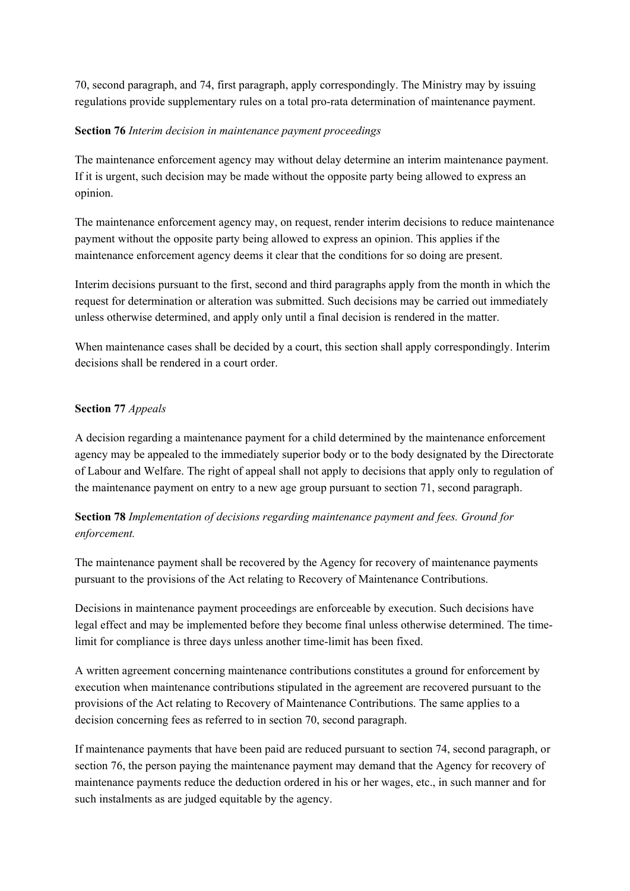70, second paragraph, and 74, first paragraph, apply correspondingly. The Ministry may by issuing regulations provide supplementary rules on a total pro-rata determination of maintenance payment.

**Section 76** *Interim decision in maintenance payment proceedings*

The maintenance enforcement agency may without delay determine an interim maintenance payment. If it is urgent, such decision may be made without the opposite party being allowed to express an opinion.

The maintenance enforcement agency may, on request, render interim decisions to reduce maintenance payment without the opposite party being allowed to express an opinion. This applies if the maintenance enforcement agency deems it clear that the conditions for so doing are present.

Interim decisions pursuant to the first, second and third paragraphs apply from the month in which the request for determination or alteration was submitted. Such decisions may be carried out immediately unless otherwise determined, and apply only until a final decision is rendered in the matter.

When maintenance cases shall be decided by a court, this section shall apply correspondingly. Interim decisions shall be rendered in a court order.

**Section 77** *Appeals*

A decision regarding a maintenance payment for a child determined by the maintenance enforcement agency may be appealed to the immediately superior body or to the body designated by the Directorate of Labour and Welfare. The right of appeal shall not apply to decisions that apply only to regulation of the maintenance payment on entry to a new age group pursuant to section 71, second paragraph.

**Section 78** *Implementation of decisions regarding maintenance payment and fees. Ground for enforcement.*

The maintenance payment shall be recovered by the Agency for recovery of maintenance payments pursuant to the provisions of the Act relating to Recovery of Maintenance Contributions.

Decisions in maintenance payment proceedings are enforceable by execution. Such decisions have legal effect and may be implemented before they become final unless otherwise determined. The time-limit for compliance is three days unless another time-limit has been fixed.

A written agreement concerning maintenance contributions constitutes a ground for enforcement by execution when maintenance contributions stipulated in the agreement are recovered pursuant to the provisions of the Act relating to Recovery of Maintenance Contributions. The same applies to a decision concerning fees as referred to in section 70, second paragraph.

If maintenance payments that have been paid are reduced pursuant to section 74, second paragraph, or section 76, the person paying the maintenance payment may demand that the Agency for recovery of maintenance payments reduce the deduction ordered in his or her wages, etc., in such manner and for such instalments as are judged equitable by the agency.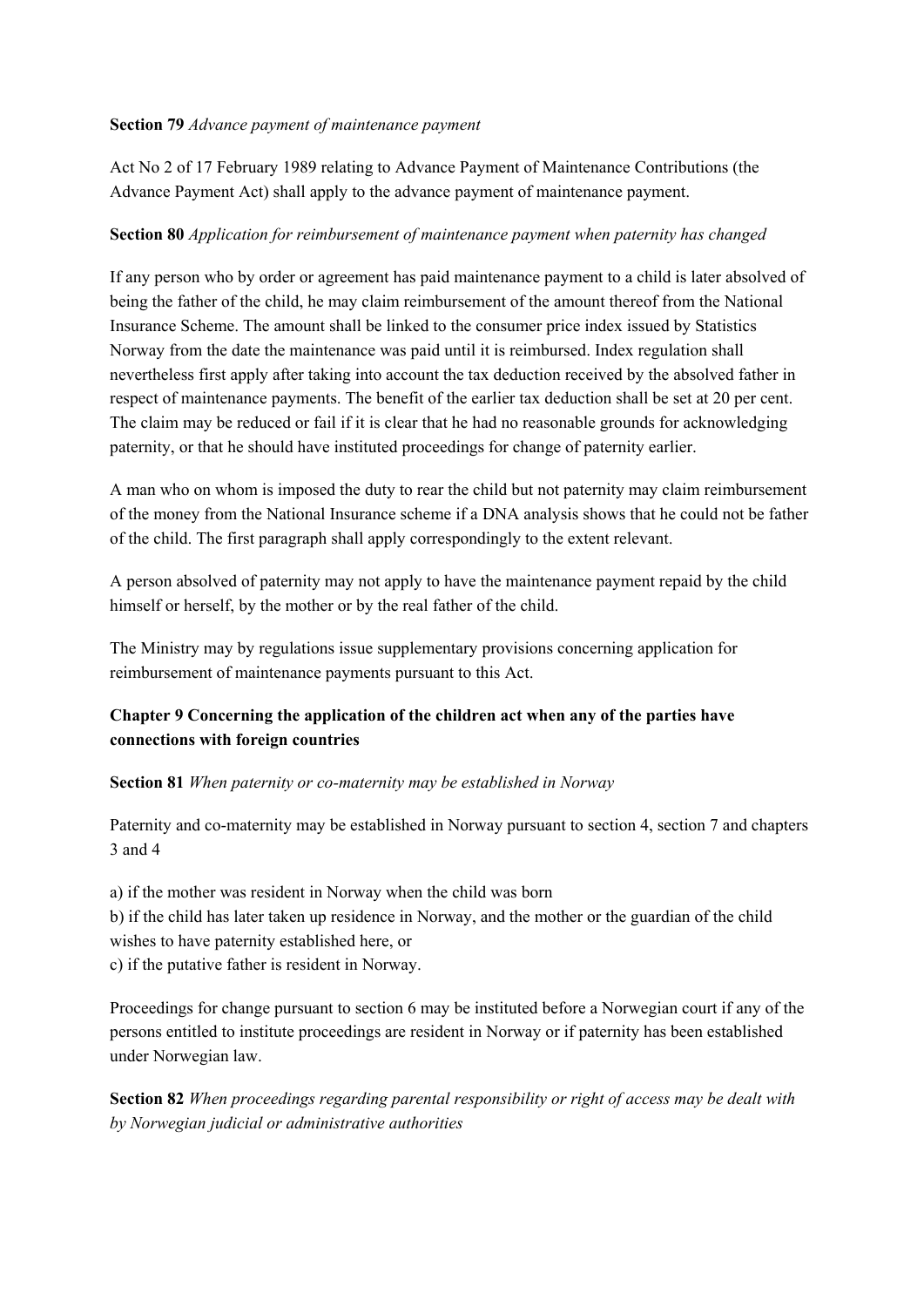**Section 79** *Advance payment of maintenance payment*

Act No 2 of 17 February 1989 relating to Advance Payment of Maintenance Contributions (the Advance Payment Act) shall apply to the advance payment of maintenance payment.

**Section 80** *Application for reimbursement of maintenance payment when paternity has changed*

If any person who by order or agreement has paid maintenance payment to a child is later absolved of being the father of the child, he may claim reimbursement of the amount thereof from the National Insurance Scheme. The amount shall be linked to the consumer price index issued by Statistics Norway from the date the maintenance was paid until it is reimbursed. Index regulation shall nevertheless first apply after taking into account the tax deduction received by the absolved father in respect of maintenance payments. The benefit of the earlier tax deduction shall be set at 20 per cent. The claim may be reduced or fail if it is clear that he had no reasonable grounds for acknowledging paternity, or that he should have instituted proceedings for change of paternity earlier.

A man who on whom is imposed the duty to rear the child but not paternity may claim reimbursement of the money from the National Insurance scheme if a DNA analysis shows that he could not be father of the child. The first paragraph shall apply correspondingly to the extent relevant.

A person absolved of paternity may not apply to have the maintenance payment repaid by the child himself or herself, by the mother or by the real father of the child.

The Ministry may by regulations issue supplementary provisions concerning application for reimbursement of maintenance payments pursuant to this Act.

## Chapter 9 Concerning the application of the children act when any of the parties have connections with foreign countries

**Section 81** *When paternity or co-maternity may be established in Norway*

Paternity and co-maternity may be established in Norway pursuant to section 4, section 7 and chapters 3 and 4

a) if the mother was resident in Norway when the child was born
b) if the child has later taken up residence in Norway, and the mother or the guardian of the child wishes to have paternity established here, or
c) if the putative father is resident in Norway.

Proceedings for change pursuant to section 6 may be instituted before a Norwegian court if any of the persons entitled to institute proceedings are resident in Norway or if paternity has been established under Norwegian law.

**Section 82** *When proceedings regarding parental responsibility or right of access may be dealt with by Norwegian judicial or administrative authorities*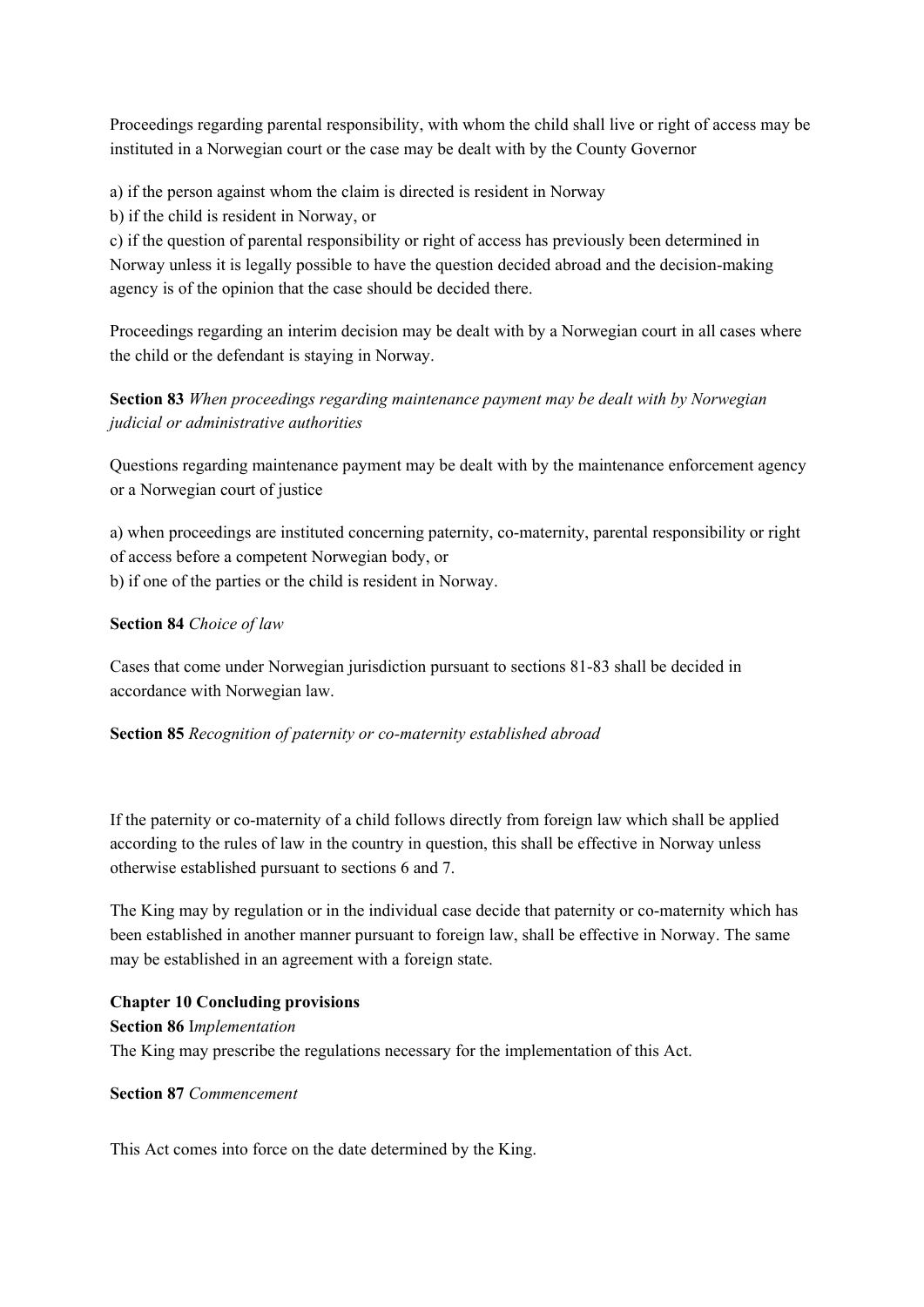Proceedings regarding parental responsibility, with whom the child shall live or right of access may be instituted in a Norwegian court or the case may be dealt with by the County Governor

a) if the person against whom the claim is directed is resident in Norway
b) if the child is resident in Norway, or
c) if the question of parental responsibility or right of access has previously been determined in Norway unless it is legally possible to have the question decided abroad and the decision-making agency is of the opinion that the case should be decided there.

Proceedings regarding an interim decision may be dealt with by a Norwegian court in all cases where the child or the defendant is staying in Norway.

**Section 83** *When proceedings regarding maintenance payment may be dealt with by Norwegian judicial or administrative authorities*

Questions regarding maintenance payment may be dealt with by the maintenance enforcement agency or a Norwegian court of justice

a) when proceedings are instituted concerning paternity, co-maternity, parental responsibility or right of access before a competent Norwegian body, or
b) if one of the parties or the child is resident in Norway.

**Section 84** *Choice of law*

Cases that come under Norwegian jurisdiction pursuant to sections 81-83 shall be decided in accordance with Norwegian law.

**Section 85** *Recognition of paternity or co-maternity established abroad*

If the paternity or co-maternity of a child follows directly from foreign law which shall be applied according to the rules of law in the country in question, this shall be effective in Norway unless otherwise established pursuant to sections 6 and 7.

The King may by regulation or in the individual case decide that paternity or co-maternity which has been established in another manner pursuant to foreign law, shall be effective in Norway. The same may be established in an agreement with a foreign state.

**Chapter 10 Concluding provisions**

**Section 86** I*mplementation*

The King may prescribe the regulations necessary for the implementation of this Act.

**Section 87** *Commencement*

This Act comes into force on the date determined by the King.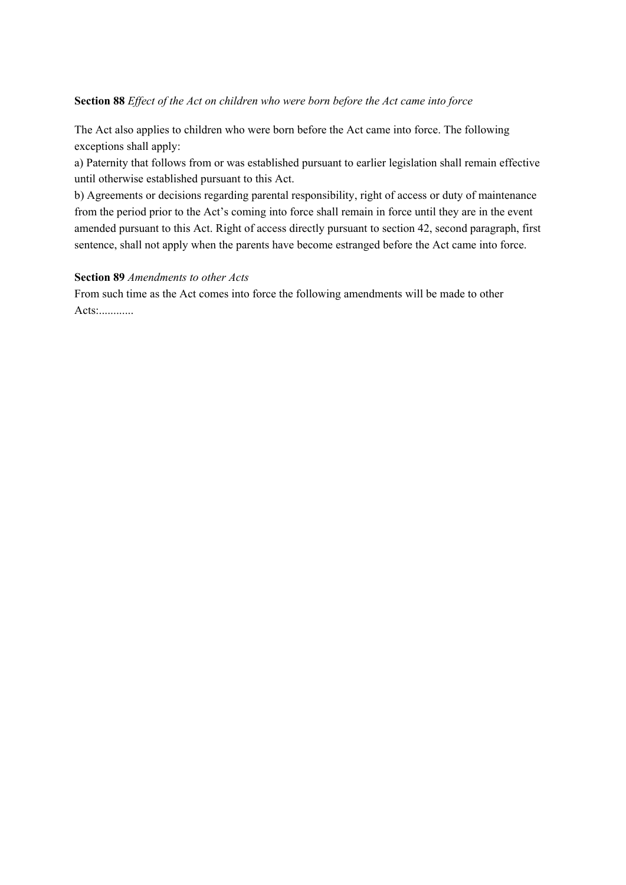**Section 88** *Effect of the Act on children who were born before the Act came into force*

The Act also applies to children who were born before the Act came into force. The following exceptions shall apply:
a) Paternity that follows from or was established pursuant to earlier legislation shall remain effective until otherwise established pursuant to this Act.
b) Agreements or decisions regarding parental responsibility, right of access or duty of maintenance from the period prior to the Act's coming into force shall remain in force until they are in the event amended pursuant to this Act. Right of access directly pursuant to section 42, second paragraph, first sentence, shall not apply when the parents have become estranged before the Act came into force.

**Section 89** *Amendments to other Acts*
From such time as the Act comes into force the following amendments will be made to other Acts:............